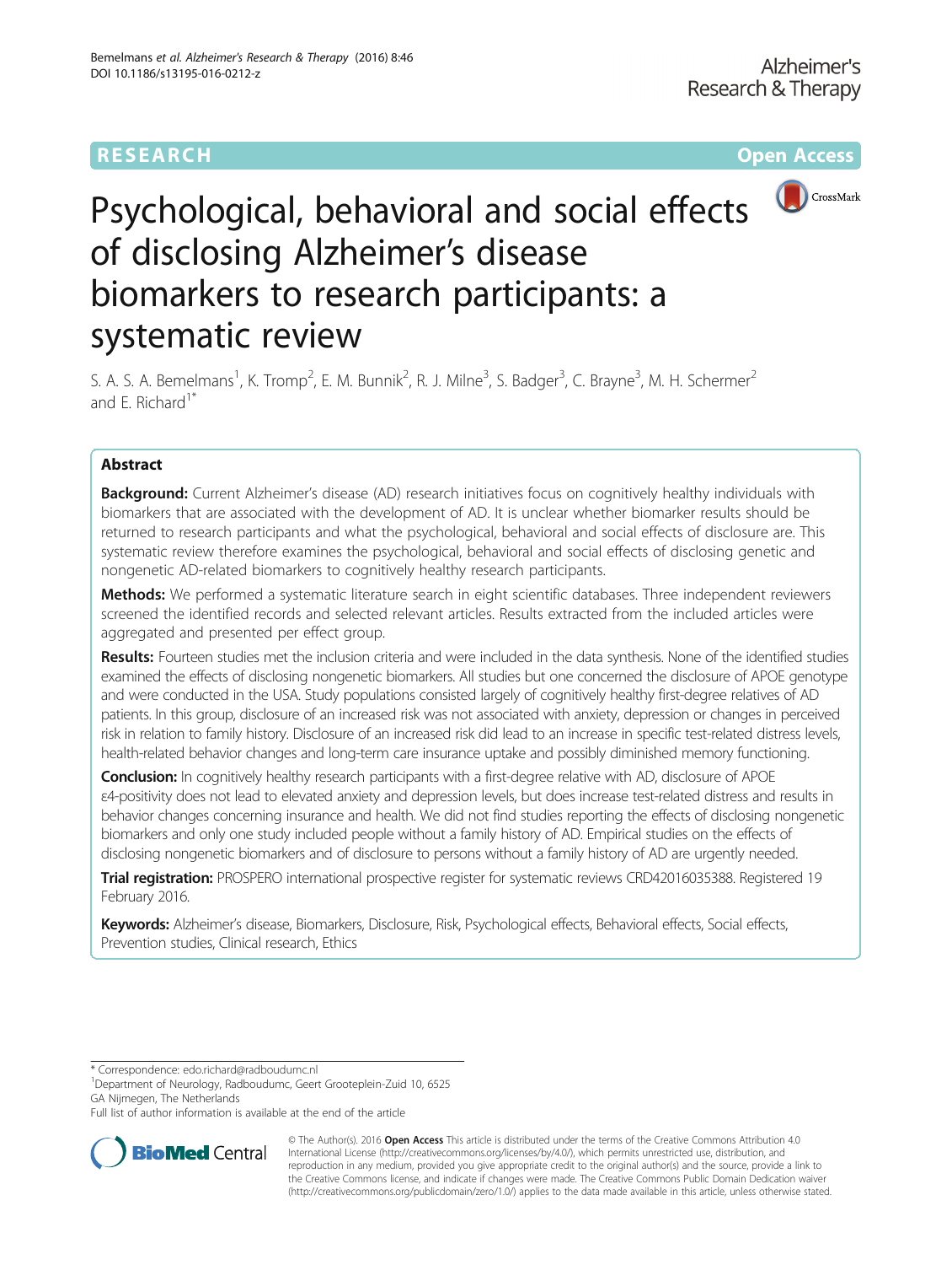RESEARCH

Open Access

# Psychological, behavioral and social effects of disclosing Alzheimer's disease biomarkers to research participants: a systematic review

S. A. S. A. Bemelmans[1], K. Tromp[2], E. M. Bunnik[2], R. J. Milne[3], S. Badger[3], C. Brayne[3], M. H. Schermer[2] and E. Richard[1*]

## Abstract

**Background:** Current Alzheimer's disease (AD) research initiatives focus on cognitively healthy individuals with biomarkers that are associated with the development of AD. It is unclear whether biomarker results should be returned to research participants and what the psychological, behavioral and social effects of disclosure are. This systematic review therefore examines the psychological, behavioral and social effects of disclosing genetic and nongenetic AD-related biomarkers to cognitively healthy research participants.

**Methods:** We performed a systematic literature search in eight scientific databases. Three independent reviewers screened the identified records and selected relevant articles. Results extracted from the included articles were aggregated and presented per effect group.

**Results:** Fourteen studies met the inclusion criteria and were included in the data synthesis. None of the identified studies examined the effects of disclosing nongenetic biomarkers. All studies but one concerned the disclosure of APOE genotype and were conducted in the USA. Study populations consisted largely of cognitively healthy first-degree relatives of AD patients. In this group, disclosure of an increased risk was not associated with anxiety, depression or changes in perceived risk in relation to family history. Disclosure of an increased risk did lead to an increase in specific test-related distress levels, health-related behavior changes and long-term care insurance uptake and possibly diminished memory functioning.

**Conclusion:** In cognitively healthy research participants with a first-degree relative with AD, disclosure of APOE ε4-positivity does not lead to elevated anxiety and depression levels, but does increase test-related distress and results in behavior changes concerning insurance and health. We did not find studies reporting the effects of disclosing nongenetic biomarkers and only one study included people without a family history of AD. Empirical studies on the effects of disclosing nongenetic biomarkers and of disclosure to persons without a family history of AD are urgently needed.

**Trial registration:** PROSPERO international prospective register for systematic reviews CRD42016035388. Registered 19 February 2016.

**Keywords:** Alzheimer's disease, Biomarkers, Disclosure, Risk, Psychological effects, Behavioral effects, Social effects, Prevention studies, Clinical research, Ethics

\* Correspondence: edo.richard@radboudumc.nl
[1]Department of Neurology, Radboudumc, Geert Grooteplein-Zuid 10, 6525 GA Nijmegen, The Netherlands
Full list of author information is available at the end of the article

© The Author(s). 2016 **Open Access** This article is distributed under the terms of the Creative Commons Attribution 4.0 International License (http://creativecommons.org/licenses/by/4.0/), which permits unrestricted use, distribution, and reproduction in any medium, provided you give appropriate credit to the original author(s) and the source, provide a link to the Creative Commons license, and indicate if changes were made. The Creative Commons Public Domain Dedication waiver (http://creativecommons.org/publicdomain/zero/1.0/) applies to the data made available in this article, unless otherwise stated.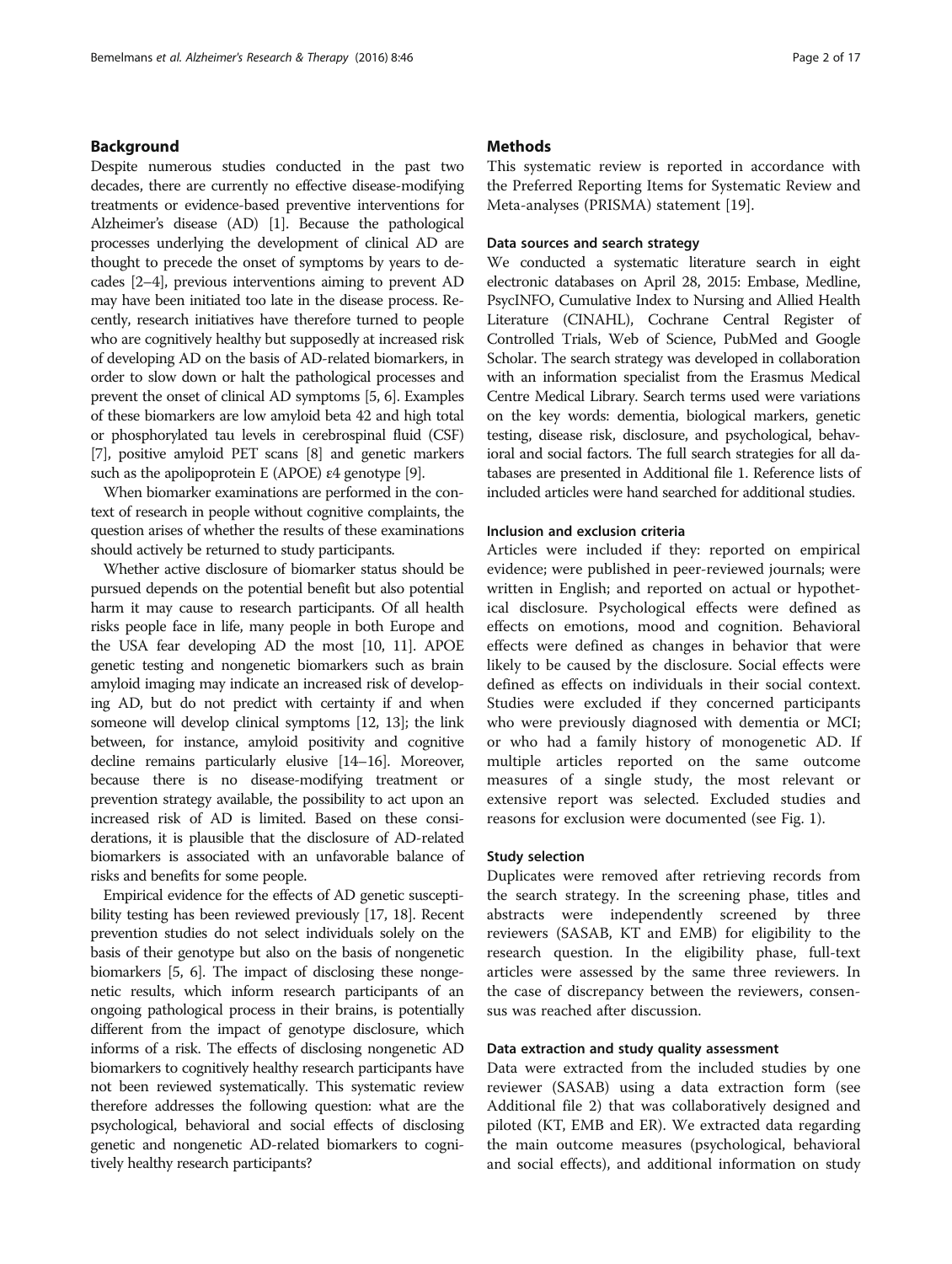## Background

Despite numerous studies conducted in the past two decades, there are currently no effective disease-modifying treatments or evidence-based preventive interventions for Alzheimer's disease (AD) [1]. Because the pathological processes underlying the development of clinical AD are thought to precede the onset of symptoms by years to decades [2–4], previous interventions aiming to prevent AD may have been initiated too late in the disease process. Recently, research initiatives have therefore turned to people who are cognitively healthy but supposedly at increased risk of developing AD on the basis of AD-related biomarkers, in order to slow down or halt the pathological processes and prevent the onset of clinical AD symptoms [5, 6]. Examples of these biomarkers are low amyloid beta 42 and high total or phosphorylated tau levels in cerebrospinal fluid (CSF) [7], positive amyloid PET scans [8] and genetic markers such as the apolipoprotein E (APOE) ε4 genotype [9].

When biomarker examinations are performed in the context of research in people without cognitive complaints, the question arises of whether the results of these examinations should actively be returned to study participants.

Whether active disclosure of biomarker status should be pursued depends on the potential benefit but also potential harm it may cause to research participants. Of all health risks people face in life, many people in both Europe and the USA fear developing AD the most [10, 11]. APOE genetic testing and nongenetic biomarkers such as brain amyloid imaging may indicate an increased risk of developing AD, but do not predict with certainty if and when someone will develop clinical symptoms [12, 13]; the link between, for instance, amyloid positivity and cognitive decline remains particularly elusive [14–16]. Moreover, because there is no disease-modifying treatment or prevention strategy available, the possibility to act upon an increased risk of AD is limited. Based on these considerations, it is plausible that the disclosure of AD-related biomarkers is associated with an unfavorable balance of risks and benefits for some people.

Empirical evidence for the effects of AD genetic susceptibility testing has been reviewed previously [17, 18]. Recent prevention studies do not select individuals solely on the basis of their genotype but also on the basis of nongenetic biomarkers [5, 6]. The impact of disclosing these nongenetic results, which inform research participants of an ongoing pathological process in their brains, is potentially different from the impact of genotype disclosure, which informs of a risk. The effects of disclosing nongenetic AD biomarkers to cognitively healthy research participants have not been reviewed systematically. This systematic review therefore addresses the following question: what are the psychological, behavioral and social effects of disclosing genetic and nongenetic AD-related biomarkers to cognitively healthy research participants?

## Methods

This systematic review is reported in accordance with the Preferred Reporting Items for Systematic Review and Meta-analyses (PRISMA) statement [19].

### Data sources and search strategy

We conducted a systematic literature search in eight electronic databases on April 28, 2015: Embase, Medline, PsycINFO, Cumulative Index to Nursing and Allied Health Literature (CINAHL), Cochrane Central Register of Controlled Trials, Web of Science, PubMed and Google Scholar. The search strategy was developed in collaboration with an information specialist from the Erasmus Medical Centre Medical Library. Search terms used were variations on the key words: dementia, biological markers, genetic testing, disease risk, disclosure, and psychological, behavioral and social factors. The full search strategies for all databases are presented in Additional file 1. Reference lists of included articles were hand searched for additional studies.

### Inclusion and exclusion criteria

Articles were included if they: reported on empirical evidence; were published in peer-reviewed journals; were written in English; and reported on actual or hypothetical disclosure. Psychological effects were defined as effects on emotions, mood and cognition. Behavioral effects were defined as changes in behavior that were likely to be caused by the disclosure. Social effects were defined as effects on individuals in their social context. Studies were excluded if they concerned participants who were previously diagnosed with dementia or MCI; or who had a family history of monogenetic AD. If multiple articles reported on the same outcome measures of a single study, the most relevant or extensive report was selected. Excluded studies and reasons for exclusion were documented (see Fig. 1).

### Study selection

Duplicates were removed after retrieving records from the search strategy. In the screening phase, titles and abstracts were independently screened by three reviewers (SASAB, KT and EMB) for eligibility to the research question. In the eligibility phase, full-text articles were assessed by the same three reviewers. In the case of discrepancy between the reviewers, consensus was reached after discussion.

### Data extraction and study quality assessment

Data were extracted from the included studies by one reviewer (SASAB) using a data extraction form (see Additional file 2) that was collaboratively designed and piloted (KT, EMB and ER). We extracted data regarding the main outcome measures (psychological, behavioral and social effects), and additional information on study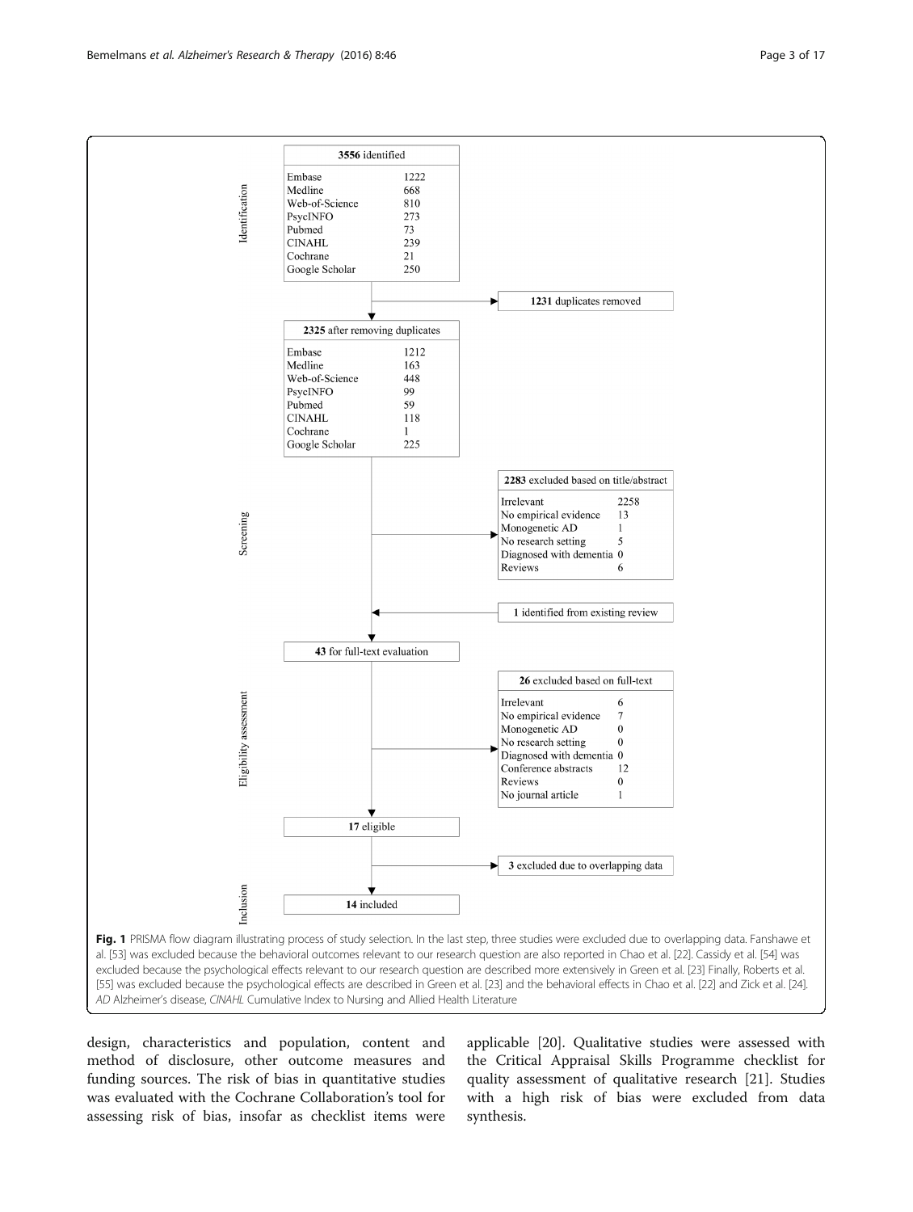**3556** identified

| | |
|---|---|
| Embase | 1222 |
| Medline | 668 |
| Web-of-Science | 810 |
| PsycINFO | 273 |
| Pubmed | 73 |
| CINAHL | 239 |
| Cochrane | 21 |
| Google Scholar | 250 |

**1231** duplicates removed

**2325** after removing duplicates

| | |
|---|---|
| Embase | 1212 |
| Medline | 163 |
| Web-of-Science | 448 |
| PsycINFO | 99 |
| Pubmed | 59 |
| CINAHL | 118 |
| Cochrane | 1 |
| Google Scholar | 225 |

**2283** excluded based on title/abstract

| | |
|---|---|
| Irrelevant | 2258 |
| No empirical evidence | 13 |
| Monogenetic AD | 1 |
| No research setting | 5 |
| Diagnosed with dementia | 0 |
| Reviews | 6 |

**1** identified from existing review

**43** for full-text evaluation

**26** excluded based on full-text

| | |
|---|---|
| Irrelevant | 6 |
| No empirical evidence | 7 |
| Monogenetic AD | 0 |
| No research setting | 0 |
| Diagnosed with dementia | 0 |
| Conference abstracts | 12 |
| Reviews | 0 |
| No journal article | 1 |

**17** eligible

**3** excluded due to overlapping data

**14** included

**Fig. 1** PRISMA flow diagram illustrating process of study selection. In the last step, three studies were excluded due to overlapping data. Fanshawe et al. [53] was excluded because the behavioral outcomes relevant to our research question are also reported in Chao et al. [22]. Cassidy et al. [54] was excluded because the psychological effects relevant to our research question are described more extensively in Green et al. [23] Finally, Roberts et al. [55] was excluded because the psychological effects are described in Green et al. [23] and the behavioral effects in Chao et al. [22] and Zick et al. [24]. *AD* Alzheimer's disease, *CINAHL* Cumulative Index to Nursing and Allied Health Literature

design, characteristics and population, content and method of disclosure, other outcome measures and funding sources. The risk of bias in quantitative studies was evaluated with the Cochrane Collaboration's tool for assessing risk of bias, insofar as checklist items were applicable [20]. Qualitative studies were assessed with the Critical Appraisal Skills Programme checklist for quality assessment of qualitative research [21]. Studies with a high risk of bias were excluded from data synthesis.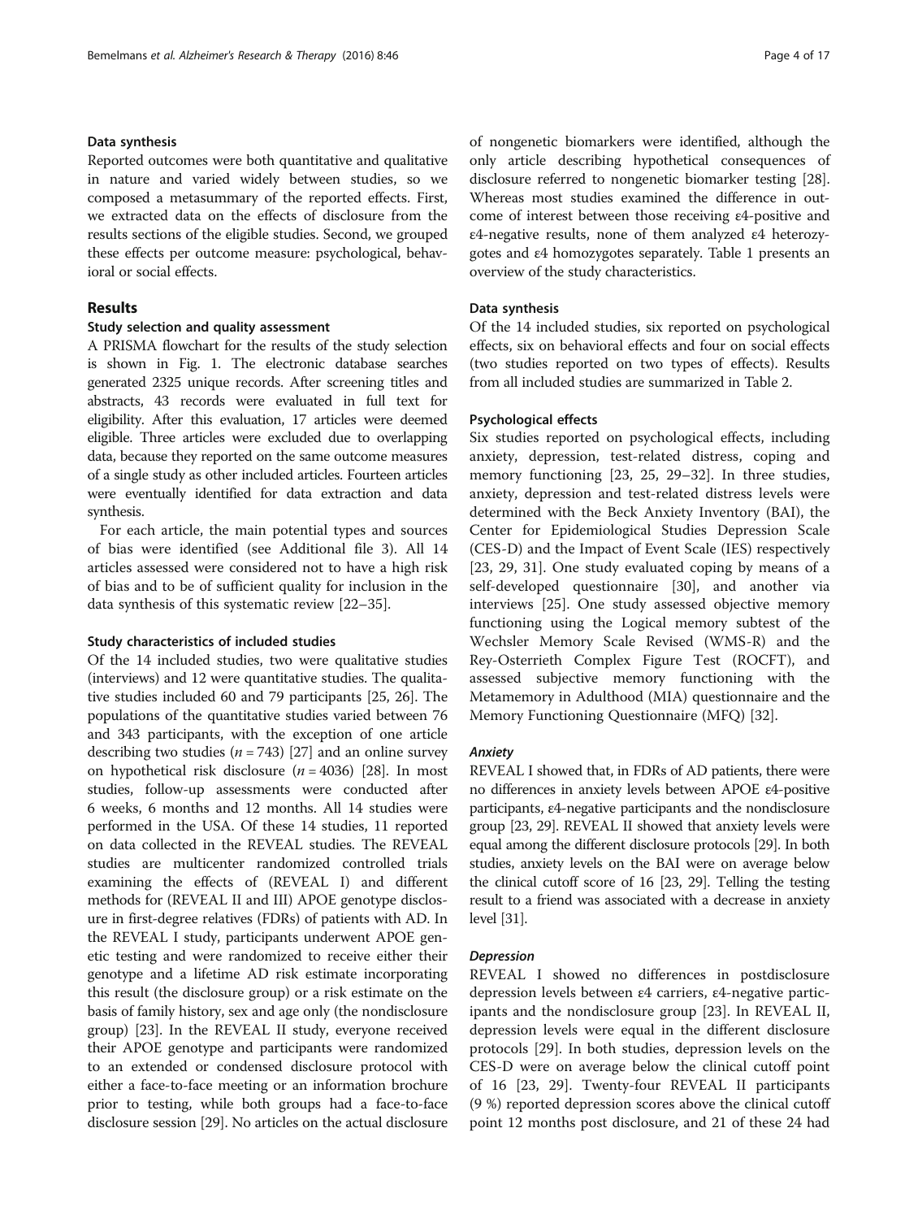### Data synthesis

Reported outcomes were both quantitative and qualitative in nature and varied widely between studies, so we composed a metasummary of the reported effects. First, we extracted data on the effects of disclosure from the results sections of the eligible studies. Second, we grouped these effects per outcome measure: psychological, behavioral or social effects.

## Results

### Study selection and quality assessment

A PRISMA flowchart for the results of the study selection is shown in Fig. 1. The electronic database searches generated 2325 unique records. After screening titles and abstracts, 43 records were evaluated in full text for eligibility. After this evaluation, 17 articles were deemed eligible. Three articles were excluded due to overlapping data, because they reported on the same outcome measures of a single study as other included articles. Fourteen articles were eventually identified for data extraction and data synthesis.

For each article, the main potential types and sources of bias were identified (see Additional file 3). All 14 articles assessed were considered not to have a high risk of bias and to be of sufficient quality for inclusion in the data synthesis of this systematic review [22–35].

### Study characteristics of included studies

Of the 14 included studies, two were qualitative studies (interviews) and 12 were quantitative studies. The qualitative studies included 60 and 79 participants [25, 26]. The populations of the quantitative studies varied between 76 and 343 participants, with the exception of one article describing two studies ($n = 743$) [27] and an online survey on hypothetical risk disclosure ($n = 4036$) [28]. In most studies, follow-up assessments were conducted after 6 weeks, 6 months and 12 months. All 14 studies were performed in the USA. Of these 14 studies, 11 reported on data collected in the REVEAL studies. The REVEAL studies are multicenter randomized controlled trials examining the effects of (REVEAL I) and different methods for (REVEAL II and III) APOE genotype disclosure in first-degree relatives (FDRs) of patients with AD. In the REVEAL I study, participants underwent APOE genetic testing and were randomized to receive either their genotype and a lifetime AD risk estimate incorporating this result (the disclosure group) or a risk estimate on the basis of family history, sex and age only (the nondisclosure group) [23]. In the REVEAL II study, everyone received their APOE genotype and participants were randomized to an extended or condensed disclosure protocol with either a face-to-face meeting or an information brochure prior to testing, while both groups had a face-to-face disclosure session [29]. No articles on the actual disclosure of nongenetic biomarkers were identified, although the only article describing hypothetical consequences of disclosure referred to nongenetic biomarker testing [28]. Whereas most studies examined the difference in outcome of interest between those receiving ε4-positive and ε4-negative results, none of them analyzed ε4 heterozygotes and ε4 homozygotes separately. Table 1 presents an overview of the study characteristics.

### Data synthesis

Of the 14 included studies, six reported on psychological effects, six on behavioral effects and four on social effects (two studies reported on two types of effects). Results from all included studies are summarized in Table 2.

### Psychological effects

Six studies reported on psychological effects, including anxiety, depression, test-related distress, coping and memory functioning [23, 25, 29–32]. In three studies, anxiety, depression and test-related distress levels were determined with the Beck Anxiety Inventory (BAI), the Center for Epidemiological Studies Depression Scale (CES-D) and the Impact of Event Scale (IES) respectively [23, 29, 31]. One study evaluated coping by means of a self-developed questionnaire [30], and another via interviews [25]. One study assessed objective memory functioning using the Logical memory subtest of the Wechsler Memory Scale Revised (WMS-R) and the Rey-Osterrieth Complex Figure Test (ROCFT), and assessed subjective memory functioning with the Metamemory in Adulthood (MIA) questionnaire and the Memory Functioning Questionnaire (MFQ) [32].

#### *Anxiety*

REVEAL I showed that, in FDRs of AD patients, there were no differences in anxiety levels between APOE ε4-positive participants, ε4-negative participants and the nondisclosure group [23, 29]. REVEAL II showed that anxiety levels were equal among the different disclosure protocols [29]. In both studies, anxiety levels on the BAI were on average below the clinical cutoff score of 16 [23, 29]. Telling the testing result to a friend was associated with a decrease in anxiety level [31].

#### *Depression*

REVEAL I showed no differences in postdisclosure depression levels between ε4 carriers, ε4-negative participants and the nondisclosure group [23]. In REVEAL II, depression levels were equal in the different disclosure protocols [29]. In both studies, depression levels on the CES-D were on average below the clinical cutoff point of 16 [23, 29]. Twenty-four REVEAL II participants (9 %) reported depression scores above the clinical cutoff point 12 months post disclosure, and 21 of these 24 had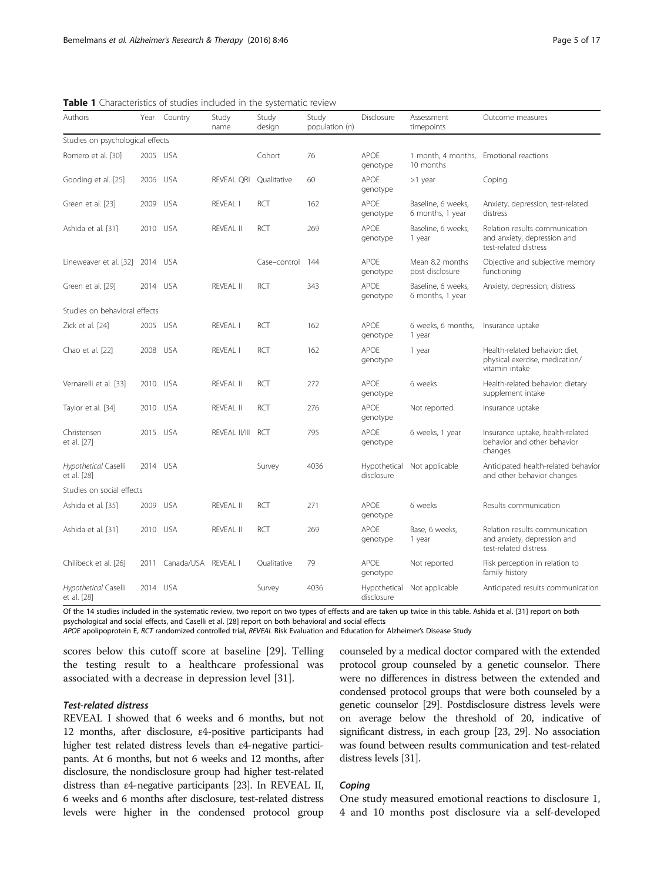**Table 1** Characteristics of studies included in the systematic review

| Authors | Year | Country | Study name | Study design | Study population (n) | Disclosure | Assessment timepoints | Outcome measures |
|---|---|---|---|---|---|---|---|---|
| Studies on psychological effects | | | | | | | | |
| Romero et al. [30] | 2005 | USA | | Cohort | 76 | APOE genotype | 1 month, 4 months, 10 months | Emotional reactions |
| Gooding et al. [25] | 2006 | USA | REVEAL QRI | Qualitative | 60 | APOE genotype | >1 year | Coping |
| Green et al. [23] | 2009 | USA | REVEAL I | RCT | 162 | APOE genotype | Baseline, 6 weeks, 6 months, 1 year | Anxiety, depression, test-related distress |
| Ashida et al. [31] | 2010 | USA | REVEAL II | RCT | 269 | APOE genotype | Baseline, 6 weeks, 1 year | Relation results communication and anxiety, depression and test-related distress |
| Lineweaver et al. [32] | 2014 | USA | | Case–control | 144 | APOE genotype | Mean 8.2 months post disclosure | Objective and subjective memory functioning |
| Green et al. [29] | 2014 | USA | REVEAL II | RCT | 343 | APOE genotype | Baseline, 6 weeks, 6 months, 1 year | Anxiety, depression, distress |
| Studies on behavioral effects | | | | | | | | |
| Zick et al. [24] | 2005 | USA | REVEAL I | RCT | 162 | APOE genotype | 6 weeks, 6 months, 1 year | Insurance uptake |
| Chao et al. [22] | 2008 | USA | REVEAL I | RCT | 162 | APOE genotype | 1 year | Health-related behavior: diet, physical exercise, medication/ vitamin intake |
| Vernarelli et al. [33] | 2010 | USA | REVEAL II | RCT | 272 | APOE genotype | 6 weeks | Health-related behavior: dietary supplement intake |
| Taylor et al. [34] | 2010 | USA | REVEAL II | RCT | 276 | APOE genotype | Not reported | Insurance uptake |
| Christensen et al. [27] | 2015 | USA | REVEAL II/III | RCT | 795 | APOE genotype | 6 weeks, 1 year | Insurance uptake, health-related behavior and other behavior changes |
| *Hypothetical* Caselli et al. [28] | 2014 | USA | | Survey | 4036 | Hypothetical disclosure | Not applicable | Anticipated health-related behavior and other behavior changes |
| Studies on social effects | | | | | | | | |
| Ashida et al. [35] | 2009 | USA | REVEAL II | RCT | 271 | APOE genotype | 6 weeks | Results communication |
| Ashida et al. [31] | 2010 | USA | REVEAL II | RCT | 269 | APOE genotype | Base, 6 weeks, 1 year | Relation results communication and anxiety, depression and test-related distress |
| Chilibeck et al. [26] | 2011 | Canada/USA | REVEAL I | Qualitative | 79 | APOE genotype | Not reported | Risk perception in relation to family history |
| *Hypothetical* Caselli et al. [28] | 2014 | USA | | Survey | 4036 | Hypothetical disclosure | Not applicable | Anticipated results communication |

Of the 14 studies included in the systematic review, two report on two types of effects and are taken up twice in this table. Ashida et al. [31] report on both psychological and social effects, and Caselli et al. [28] report on both behavioral and social effects

*APOE* apolipoprotein E, *RCT* randomized controlled trial, *REVEAL* Risk Evaluation and Education for Alzheimer's Disease Study

scores below this cutoff score at baseline [29]. Telling the testing result to a healthcare professional was associated with a decrease in depression level [31].

#### *Test-related distress*

REVEAL I showed that 6 weeks and 6 months, but not 12 months, after disclosure, ε4-positive participants had higher test related distress levels than ε4-negative participants. At 6 months, but not 6 weeks and 12 months, after disclosure, the nondisclosure group had higher test-related distress than ε4-negative participants [23]. In REVEAL II, 6 weeks and 6 months after disclosure, test-related distress levels were higher in the condensed protocol group counseled by a medical doctor compared with the extended protocol group counseled by a genetic counselor. There were no differences in distress between the extended and condensed protocol groups that were both counseled by a genetic counselor [29]. Postdisclosure distress levels were on average below the threshold of 20, indicative of significant distress, in each group [23, 29]. No association was found between results communication and test-related distress levels [31].

#### *Coping*

One study measured emotional reactions to disclosure 1, 4 and 10 months post disclosure via a self-developed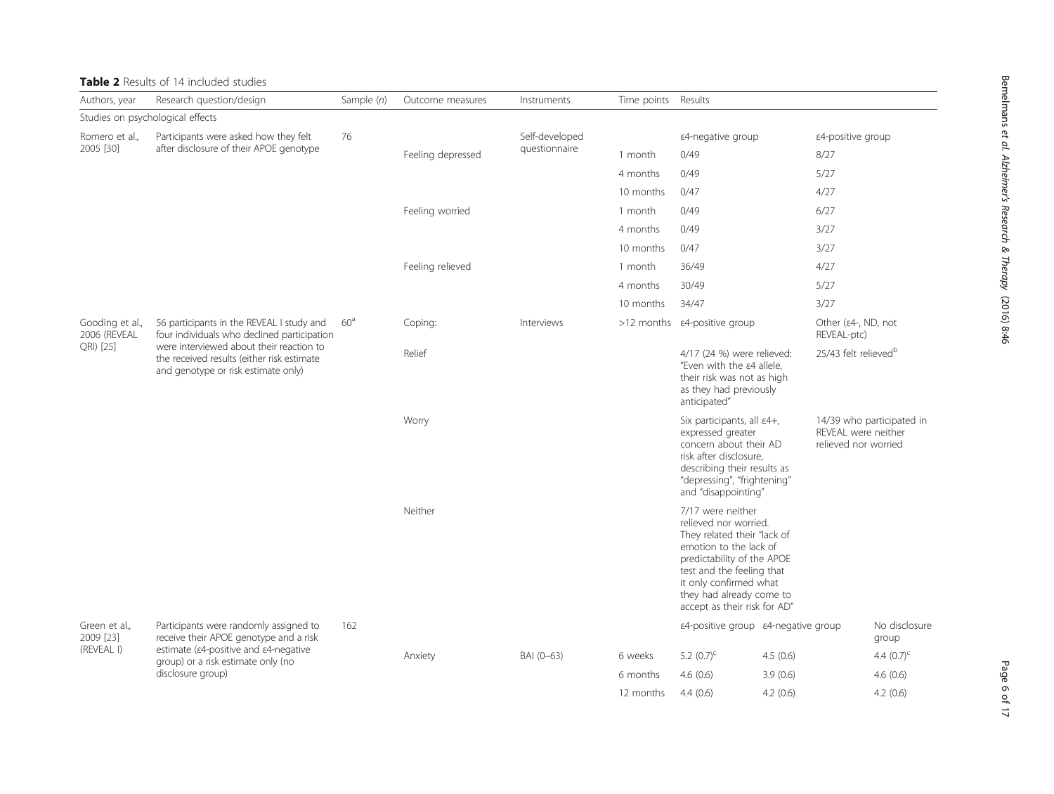**Table 2** Results of 14 included studies

| Authors, year | Research question/design | Sample (n) | Outcome measures | Instruments | Time points | Results | | |
|---|---|---|---|---|---|---|---|---|
| Studies on psychological effects | | | | | | | | |
| Romero et al., 2005 [30] | Participants were asked how they felt after disclosure of their APOE genotype | 76 | | Self-developed questionnaire | | ε4-negative group | ε4-positive group | |
| | | | Feeling depressed | | 1 month | 0/49 | 8/27 | |
| | | | | | 4 months | 0/49 | 5/27 | |
| | | | | | 10 months | 0/47 | 4/27 | |
| | | | Feeling worried | | 1 month | 0/49 | 6/27 | |
| | | | | | 4 months | 0/49 | 3/27 | |
| | | | | | 10 months | 0/47 | 3/27 | |
| | | | Feeling relieved | | 1 month | 36/49 | 4/27 | |
| | | | | | 4 months | 30/49 | 5/27 | |
| | | | | | 10 months | 34/47 | 3/27 | |
| Gooding et al., 2006 (REVEAL QRI) [25] | 56 participants in the REVEAL I study and four individuals who declined participation were interviewed about their reaction to the received results (either risk estimate and genotype or risk estimate only) | 60[a] | Coping: | Interviews | >12 months | ε4-positive group | Other (ε4-, ND, not REVEAL-ptc) | |
| | | | Relief | | | 4/17 (24 %) were relieved: "Even with the ε4 allele, their risk was not as high as they had previously anticipated" | 25/43 felt relieved[b] | |
| | | | Worry | | | Six participants, all ε4+, expressed greater concern about their AD risk after disclosure, describing their results as "depressing", "frightening" and "disappointing" | 14/39 who participated in REVEAL were neither relieved nor worried | |
| | | | Neither | | | 7/17 were neither relieved nor worried. They related their "lack of emotion to the lack of predictability of the APOE test and the feeling that it only confirmed what they had already come to accept as their risk for AD" | | |
| Green et al., 2009 [23] (REVEAL I) | Participants were randomly assigned to receive their APOE genotype and a risk estimate (ε4-positive and ε4-negative group) or a risk estimate only (no disclosure group) | 162 | | | | ε4-positive group | ε4-negative group | No disclosure group |
| | | | Anxiety | BAI (0–63) | 6 weeks | 5.2 (0.7)[c] | 4.5 (0.6) | 4.4 (0.7)[c] |
| | | | | | 6 months | 4.6 (0.6) | 3.9 (0.6) | 4.6 (0.6) |
| | | | | | 12 months | 4.4 (0.6) | 4.2 (0.6) | 4.2 (0.6) |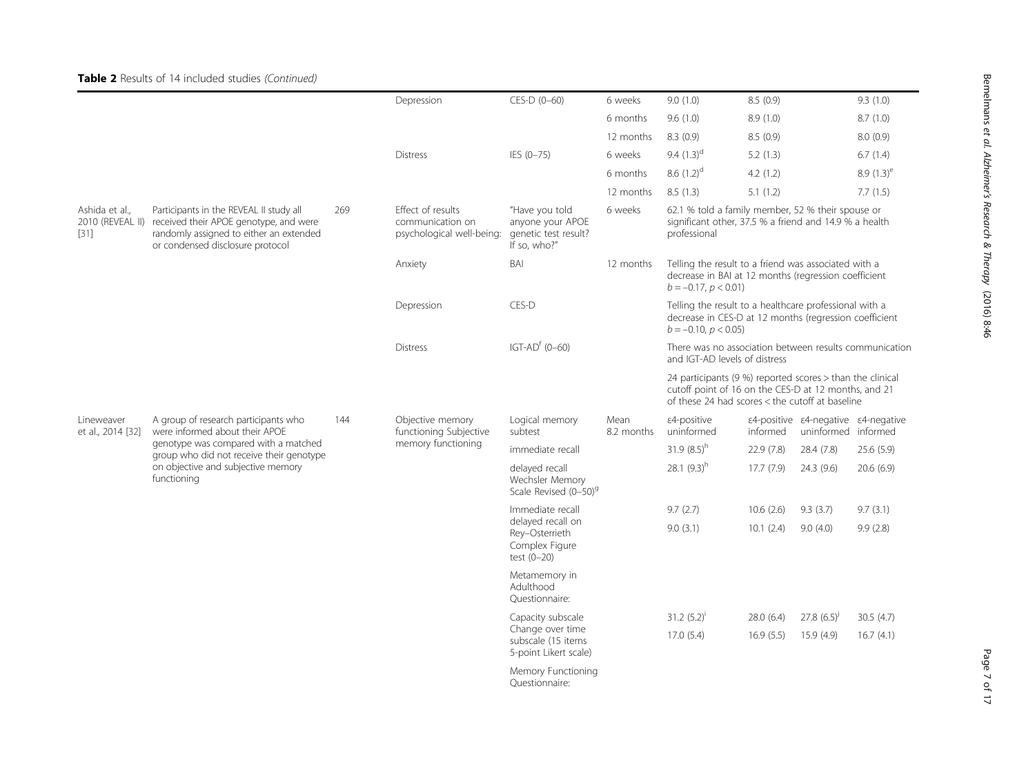**Table 2** Results of 14 included studies *(Continued)*

| | | | | | | | | | |
|---|---|---|---|---|---|---|---|---|---|
| | | | Depression | CES-D (0–60) | 6 weeks | 9.0 (1.0) | 8.5 (0.9) | | 9.3 (1.0) |
| | | | | | 6 months | 9.6 (1.0) | 8.9 (1.0) | | 8.7 (1.0) |
| | | | | | 12 months | 8.3 (0.9) | 8.5 (0.9) | | 8.0 (0.9) |
| | | | Distress | IES (0–75) | 6 weeks | 9.4 (1.3)[d] | 5.2 (1.3) | | 6.7 (1.4) |
| | | | | | 6 months | 8.6 (1.2)[d] | 4.2 (1.2) | | 8.9 (1.3)[e] |
| | | | | | 12 months | 8.5 (1.3) | 5.1 (1.2) | | 7.7 (1.5) |
| Ashida et al., 2010 (REVEAL II) [31] | Participants in the REVEAL II study all received their APOE genotype, and were randomly assigned to either an extended or condensed disclosure protocol | 269 | Effect of results communication on psychological well-being: | "Have you told anyone your APOE genetic test result? If so, who?" | 6 weeks | 62.1 % told a family member, 52 % their spouse or significant other, 37.5 % a friend and 14.9 % a health professional | | | |
| | | | Anxiety | BAI | 12 months | Telling the result to a friend was associated with a decrease in BAI at 12 months (regression coefficient $b = -0.17$, $p < 0.01$) | | | |
| | | | Depression | CES-D | | Telling the result to a healthcare professional with a decrease in CES-D at 12 months (regression coefficient $b = -0.10$, $p < 0.05$) | | | |
| | | | Distress | IGT-AD[f] (0–60) | | There was no association between results communication and IGT-AD levels of distress | | | |
| | | | | | | 24 participants (9 %) reported scores > than the clinical cutoff point of 16 on the CES-D at 12 months, and 21 of these 24 had scores < the cutoff at baseline | | | |
| Lineweaver et al., 2014 [32] | A group of research participants who were informed about their APOE genotype was compared with a matched group who did not receive their genotype on objective and subjective memory functioning | 144 | Objective memory functioning Subjective memory functioning | Logical memory subtest | Mean 8.2 months | ε4-positive uninformed | ε4-positive informed | ε4-negative uninformed | ε4-negative informed |
| | | | | immediate recall | | 31.9 (8.5)[h] | 22.9 (7.8) | 28.4 (7.8) | 25.6 (5.9) |
| | | | | delayed recall Wechsler Memory Scale Revised (0–50)[g] | | 28.1 (9.3)[h] | 17.7 (7.9) | 24.3 (9.6) | 20.6 (6.9) |
| | | | | Immediate recall | | 9.7 (2.7) | 10.6 (2.6) | 9.3 (3.7) | 9.7 (3.1) |
| | | | | delayed recall on Rey–Osterrieth Complex Figure test (0–20) | | 9.0 (3.1) | 10.1 (2.4) | 9.0 (4.0) | 9.9 (2.8) |
| | | | | Metamemory in Adulthood Questionnaire: | | | | | |
| | | | | Capacity subscale | | 31.2 (5.2)[i] | 28.0 (6.4) | 27.8 (6.5)[j] | 30.5 (4.7) |
| | | | | Change over time subscale (15 items 5-point Likert scale) | | 17.0 (5.4) | 16.9 (5.5) | 15.9 (4.9) | 16.7 (4.1) |
| | | | | Memory Functioning Questionnaire: | | | | | |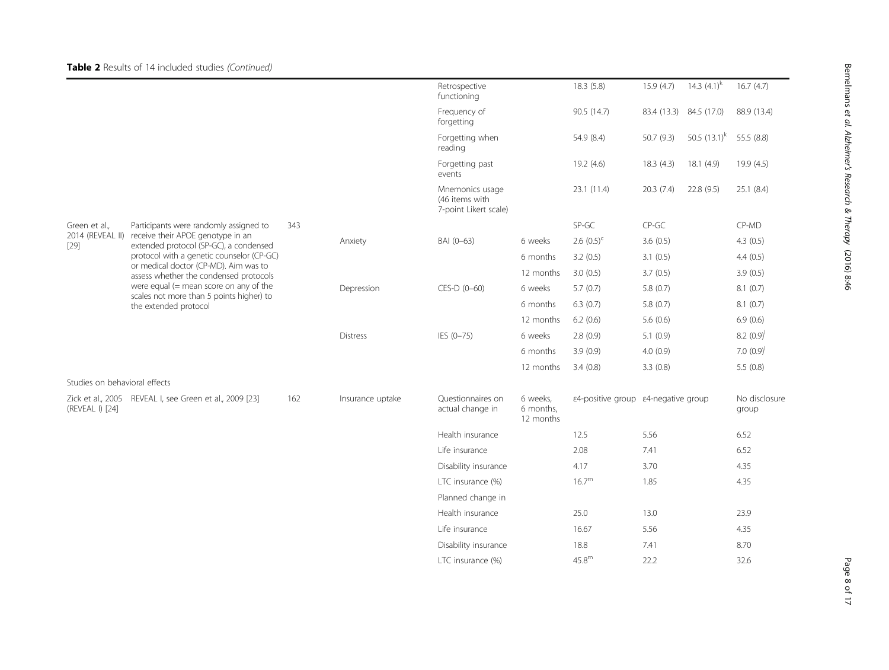**Table 2** Results of 14 included studies *(Continued)*

| Study | Description | N | Outcome | Measure | Time | | | | |
|---|---|---|---|---|---|---|---|---|---|
| | | | | Retrospective functioning | | 18.3 (5.8) | 15.9 (4.7) | 14.3 (4.1)[k] | 16.7 (4.7) |
| | | | | Frequency of forgetting | | 90.5 (14.7) | 83.4 (13.3) | 84.5 (17.0) | 88.9 (13.4) |
| | | | | Forgetting when reading | | 54.9 (8.4) | 50.7 (9.3) | 50.5 (13.1)[k] | 55.5 (8.8) |
| | | | | Forgetting past events | | 19.2 (4.6) | 18.3 (4.3) | 18.1 (4.9) | 19.9 (4.5) |
| | | | | Mnemonics usage (46 items with 7-point Likert scale) | | 23.1 (11.4) | 20.3 (7.4) | 22.8 (9.5) | 25.1 (8.4) |
| Green et al., 2014 (REVEAL II) [29] | Participants were randomly assigned to receive their APOE genotype in an extended protocol (SP-GC), a condensed protocol with a genetic counselor (CP-GC) or medical doctor (CP-MD). Aim was to assess whether the condensed protocols were equal (= mean score on any of the scales not more than 5 points higher) to the extended protocol | 343 | | | | SP-GC | CP-GC | | CP-MD |
| | | | Anxiety | BAI (0–63) | 6 weeks | 2.6 (0.5)[c] | 3.6 (0.5) | | 4.3 (0.5) |
| | | | | | 6 months | 3.2 (0.5) | 3.1 (0.5) | | 4.4 (0.5) |
| | | | | | 12 months | 3.0 (0.5) | 3.7 (0.5) | | 3.9 (0.5) |
| | | | Depression | CES-D (0–60) | 6 weeks | 5.7 (0.7) | 5.8 (0.7) | | 8.1 (0.7) |
| | | | | | 6 months | 6.3 (0.7) | 5.8 (0.7) | | 8.1 (0.7) |
| | | | | | 12 months | 6.2 (0.6) | 5.6 (0.6) | | 6.9 (0.6) |
| | | | Distress | IES (0–75) | 6 weeks | 2.8 (0.9) | 5.1 (0.9) | | 8.2 (0.9)[l] |
| | | | | | 6 months | 3.9 (0.9) | 4.0 (0.9) | | 7.0 (0.9)[l] |
| | | | | | 12 months | 3.4 (0.8) | 3.3 (0.8) | | 5.5 (0.8) |
| Studies on behavioral effects | | | | | | | | | |
| Zick et al., 2005 (REVEAL I) [24] | REVEAL I, see Green et al., 2009 [23] | 162 | Insurance uptake | Questionnaires on actual change in | 6 weeks, 6 months, 12 months | ε4-positive group | ε4-negative group | | No disclosure group |
| | | | | Health insurance | | 12.5 | 5.56 | | 6.52 |
| | | | | Life insurance | | 2.08 | 7.41 | | 6.52 |
| | | | | Disability insurance | | 4.17 | 3.70 | | 4.35 |
| | | | | LTC insurance (%) | | 16.7[m] | 1.85 | | 4.35 |
| | | | | Planned change in | | | | | |
| | | | | Health insurance | | 25.0 | 13.0 | | 23.9 |
| | | | | Life insurance | | 16.67 | 5.56 | | 4.35 |
| | | | | Disability insurance | | 18.8 | 7.41 | | 8.70 |
| | | | | LTC insurance (%) | | 45.8[m] | 22.2 | | 32.6 |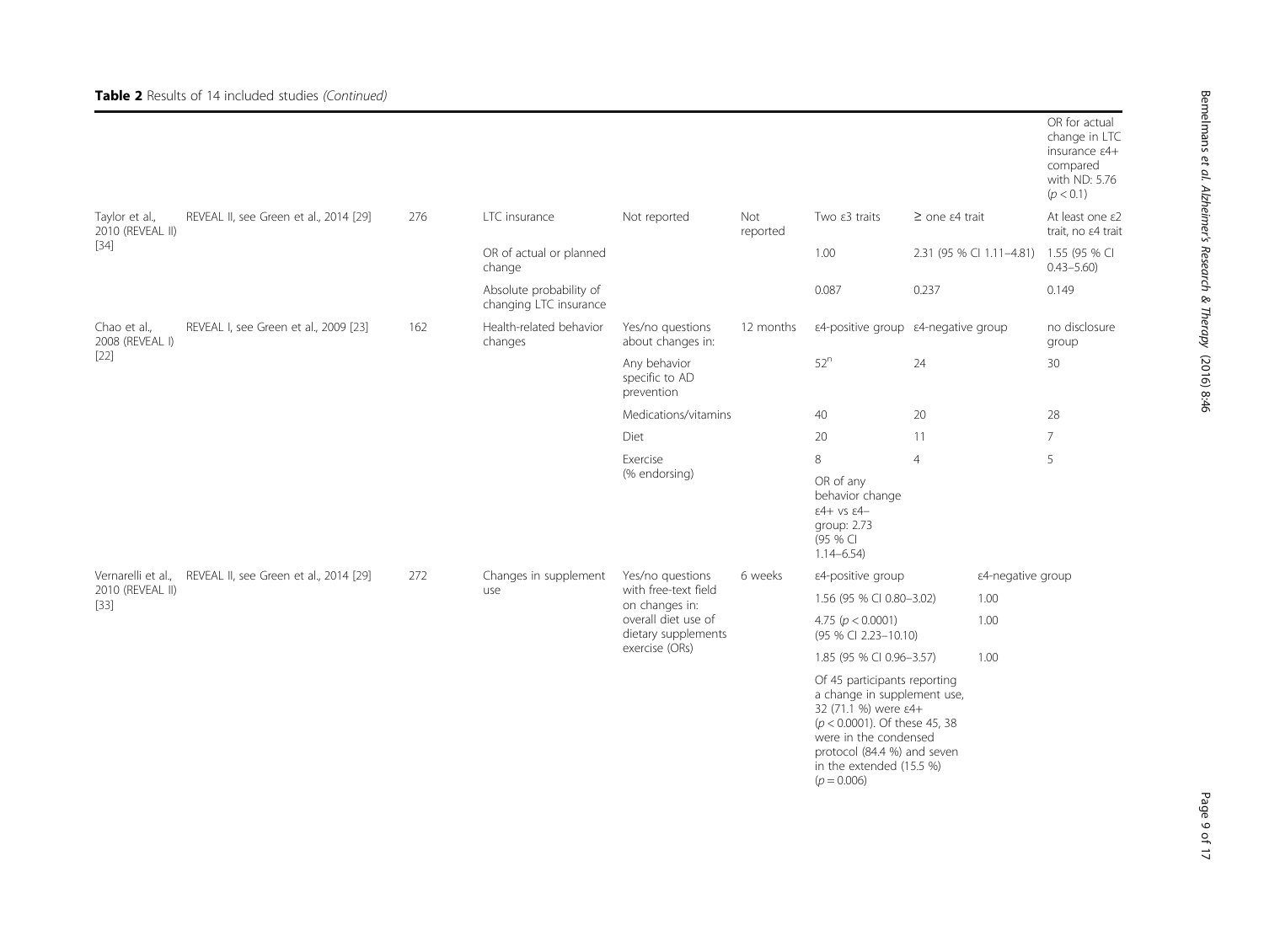**Table 2** Results of 14 included studies *(Continued)*

| | | | | | | | | |
|---|---|---|---|---|---|---|---|---|
| | | | | | | | | OR for actual change in LTC insurance ε4+ compared with ND: 5.76 ($p < 0.1$) |
| Taylor et al., 2010 (REVEAL II) [34] | REVEAL II, see Green et al., 2014 [29] | 276 | LTC insurance | Not reported | Not reported | Two ε3 traits | ≥ one ε4 trait | At least one ε2 trait, no ε4 trait |
| | | | OR of actual or planned change | | | 1.00 | 2.31 (95 % CI 1.11–4.81) | 1.55 (95 % CI 0.43–5.60) |
| | | | Absolute probability of changing LTC insurance | | | 0.087 | 0.237 | 0.149 |
| Chao et al., 2008 (REVEAL I) [22] | REVEAL I, see Green et al., 2009 [23] | 162 | Health-related behavior changes | Yes/no questions about changes in: | 12 months | ε4-positive group | ε4-negative group | no disclosure group |
| | | | | Any behavior specific to AD prevention | | 52[n] | 24 | 30 |
| | | | | Medications/vitamins | | 40 | 20 | 28 |
| | | | | Diet | | 20 | 11 | 7 |
| | | | | Exercise (% endorsing) | | 8 | 4 | 5 |
| | | | | | | OR of any behavior change ε4+ vs ε4– group: 2.73 (95 % CI 1.14–6.54) | | |
| Vernarelli et al., 2010 (REVEAL II) [33] | REVEAL II, see Green et al., 2014 [29] | 272 | Changes in supplement use | Yes/no questions with free-text field on changes in: overall diet use of dietary supplements exercise (ORs) | 6 weeks | ε4-positive group | ε4-negative group | |
| | | | | | | 1.56 (95 % CI 0.80–3.02) | 1.00 | |
| | | | | | | 4.75 ($p < 0.0001$) (95 % CI 2.23–10.10) | 1.00 | |
| | | | | | | 1.85 (95 % CI 0.96–3.57) | 1.00 | |
| | | | | | | Of 45 participants reporting a change in supplement use, 32 (71.1 %) were ε4+ ($p < 0.0001$). Of these 45, 38 were in the condensed protocol (84.4 %) and seven in the extended (15.5 %) ($p = 0.006$) | | |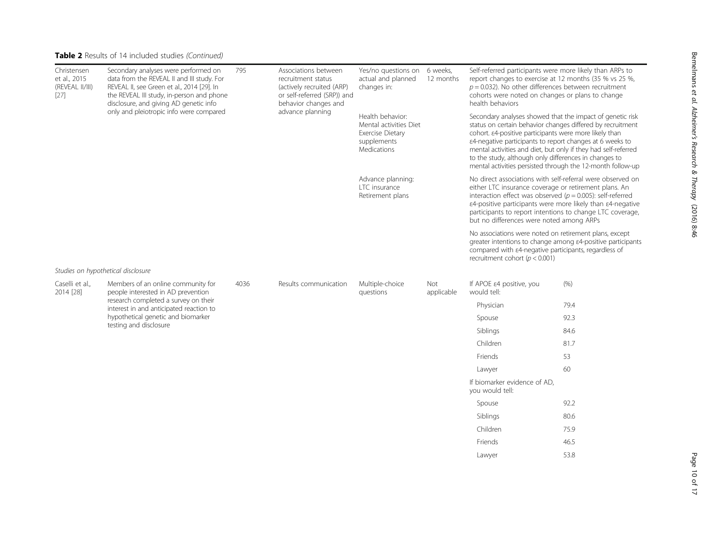**Table 2** Results of 14 included studies *(Continued)*

| | | | | | | | |
|---|---|---|---|---|---|---|---|
| Christensen et al., 2015 (REVEAL II/III) [27] | Secondary analyses were performed on data from the REVEAL II and III study. For REVEAL II, see Green et al., 2014 [29]. In the REVEAL III study, in-person and phone disclosure, and giving AD genetic info only and pleiotropic info were compared | 795 | Associations between recruitment status (actively recruited (ARP) or self-referred (SRP)) and behavior changes and advance planning | Yes/no questions on actual and planned changes in: | 6 weeks, 12 months | Self-referred participants were more likely than ARPs to report changes to exercise at 12 months (35 % vs 25 %, $p = 0.032$). No other differences between recruitment cohorts were noted on changes or plans to change health behaviors | |
| | | | | Health behavior: Mental activities Diet Exercise Dietary supplements Medications | | Secondary analyses showed that the impact of genetic risk status on certain behavior changes differed by recruitment cohort. ε4-positive participants were more likely than ε4-negative participants to report changes at 6 weeks to mental activities and diet, but only if they had self-referred to the study, although only differences in changes to mental activities persisted through the 12-month follow-up | |
| | | | | Advance planning: LTC insurance Retirement plans | | No direct associations with self-referral were observed on either LTC insurance coverage or retirement plans. An interaction effect was observed ($p = 0.005$): self-referred ε4-positive participants were more likely than ε4-negative participants to report intentions to change LTC coverage, but no differences were noted among ARPs | |
| | | | | | | No associations were noted on retirement plans, except greater intentions to change among ε4-positive participants compared with ε4-negative participants, regardless of recruitment cohort ($p < 0.001$) | |
| *Studies on hypothetical disclosure* | | | | | | | |
| Caselli et al., 2014 [28] | Members of an online community for people interested in AD prevention research completed a survey on their interest in and anticipated reaction to hypothetical genetic and biomarker testing and disclosure | 4036 | Results communication | Multiple-choice questions | Not applicable | If APOE ε4 positive, you would tell: | (%) |
| | | | | | | Physician | 79.4 |
| | | | | | | Spouse | 92.3 |
| | | | | | | Siblings | 84.6 |
| | | | | | | Children | 81.7 |
| | | | | | | Friends | 53 |
| | | | | | | Lawyer | 60 |
| | | | | | | If biomarker evidence of AD, you would tell: | |
| | | | | | | Spouse | 92.2 |
| | | | | | | Siblings | 80.6 |
| | | | | | | Children | 75.9 |
| | | | | | | Friends | 46.5 |
| | | | | | | Lawyer | 53.8 |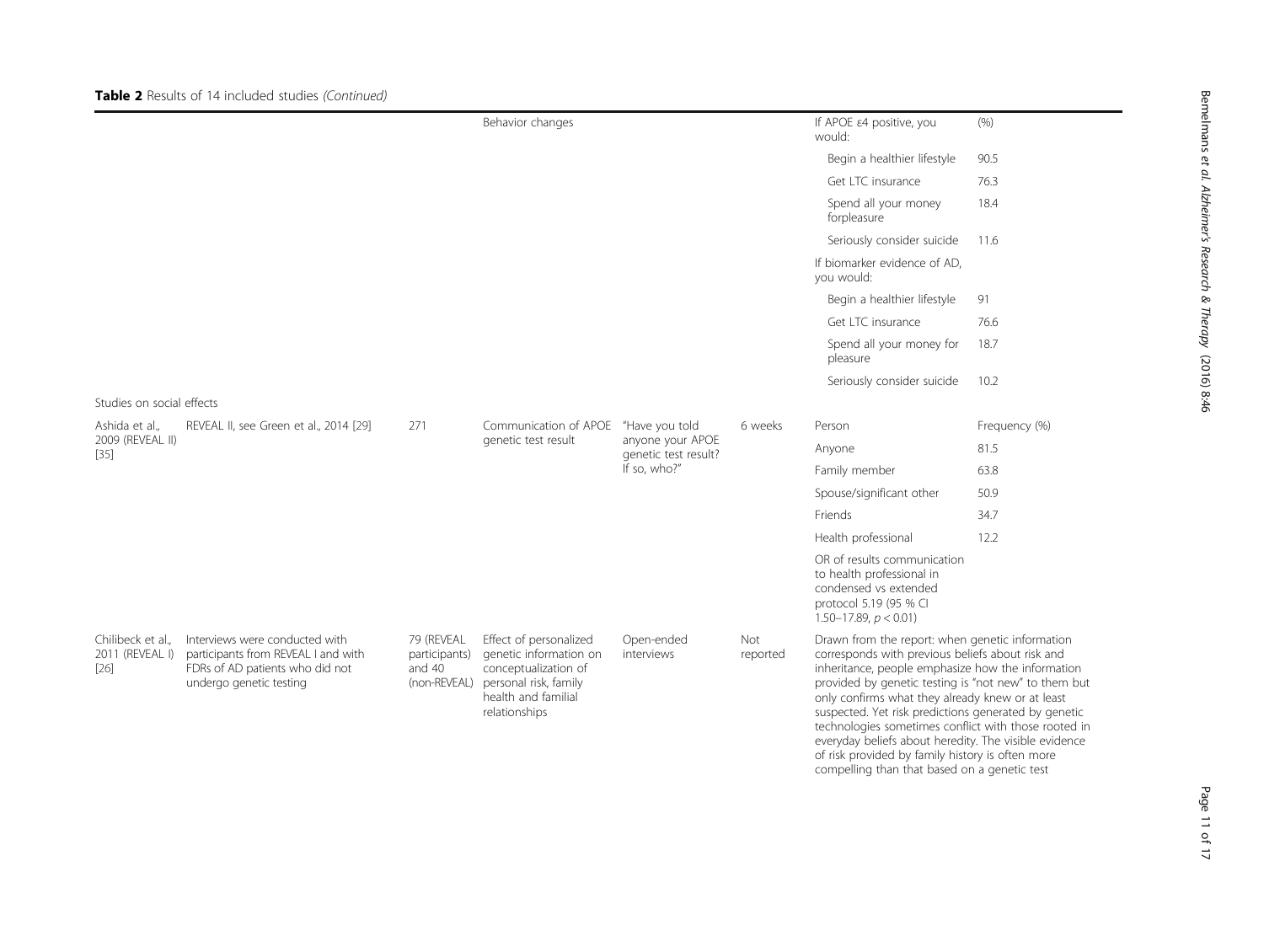**Table 2** Results of 14 included studies *(Continued)*

| | | | | | | | |
|---|---|---|---|---|---|---|---|
| | | | Behavior changes | | | If APOE ε4 positive, you would: | (%) |
| | | | | | | Begin a healthier lifestyle | 90.5 |
| | | | | | | Get LTC insurance | 76.3 |
| | | | | | | Spend all your money forpleasure | 18.4 |
| | | | | | | Seriously consider suicide | 11.6 |
| | | | | | | If biomarker evidence of AD, you would: | |
| | | | | | | Begin a healthier lifestyle | 91 |
| | | | | | | Get LTC insurance | 76.6 |
| | | | | | | Spend all your money for pleasure | 18.7 |
| | | | | | | Seriously consider suicide | 10.2 |
| Studies on social effects | | | | | | | |
| Ashida et al., 2009 (REVEAL II) [35] | REVEAL II, see Green et al., 2014 [29] | 271 | Communication of APOE genetic test result | "Have you told anyone your APOE genetic test result? If so, who?" | 6 weeks | Person | Frequency (%) |
| | | | | | | Anyone | 81.5 |
| | | | | | | Family member | 63.8 |
| | | | | | | Spouse/significant other | 50.9 |
| | | | | | | Friends | 34.7 |
| | | | | | | Health professional | 12.2 |
| | | | | | | OR of results communication to health professional in condensed vs extended protocol 5.19 (95 % CI 1.50–17.89, $p < 0.01$) | |
| Chilibeck et al., 2011 (REVEAL I) [26] | Interviews were conducted with participants from REVEAL I and with FDRs of AD patients who did not undergo genetic testing | 79 (REVEAL participants) and 40 (non-REVEAL) | Effect of personalized genetic information on conceptualization of personal risk, family health and familial relationships | Open-ended interviews | Not reported | Drawn from the report: when genetic information corresponds with previous beliefs about risk and inheritance, people emphasize how the information provided by genetic testing is "not new" to them but only confirms what they already knew or at least suspected. Yet risk predictions generated by genetic technologies sometimes conflict with those rooted in everyday beliefs about heredity. The visible evidence of risk provided by family history is often more compelling than that based on a genetic test | |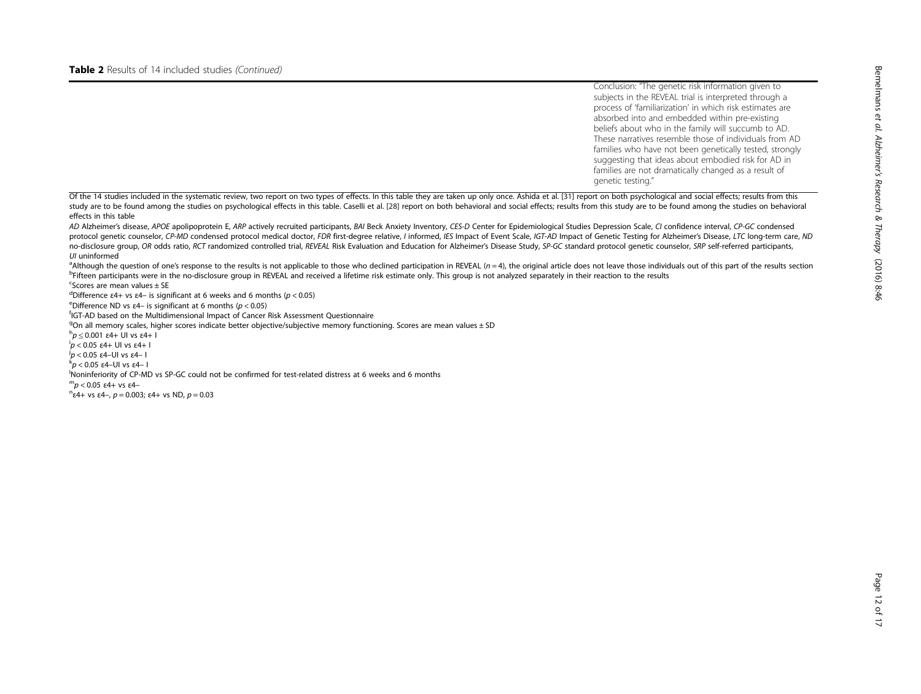**Table 2** Results of 14 included studies *(Continued)*

| | |
|---|---|
| | Conclusion: "The genetic risk information given to subjects in the REVEAL trial is interpreted through a process of 'familiarization' in which risk estimates are absorbed into and embedded within pre-existing beliefs about who in the family will succumb to AD. These narratives resemble those of individuals from AD families who have not been genetically tested, strongly suggesting that ideas about embodied risk for AD in families are not dramatically changed as a result of genetic testing." |

Of the 14 studies included in the systematic review, two report on two types of effects. In this table they are taken up only once. Ashida et al. [31] report on both psychological and social effects; results from this study are to be found among the studies on psychological effects in this table. Caselli et al. [28] report on both behavioral and social effects; results from this study are to be found among the studies on behavioral effects in this table

*AD* Alzheimer's disease, *APOE* apolipoprotein E, *ARP* actively recruited participants, *BAI* Beck Anxiety Inventory, *CES-D* Center for Epidemiological Studies Depression Scale, *CI* confidence interval, *CP-GC* condensed protocol genetic counselor, *CP-MD* condensed protocol medical doctor, *FDR* first-degree relative, *I* informed, *IES* Impact of Event Scale, *IGT-AD* Impact of Genetic Testing for Alzheimer's Disease, *LTC* long-term care, *ND* no-disclosure group, *OR* odds ratio, *RCT* randomized controlled trial, *REVEAL* Risk Evaluation and Education for Alzheimer's Disease Study, *SP-GC* standard protocol genetic counselor, *SRP* self-referred participants, *UI* uninformed

[a]Although the question of one's response to the results is not applicable to those who declined participation in REVEAL ($n = 4$), the original article does not leave those individuals out of this part of the results section

[b]Fifteen participants were in the no-disclosure group in REVEAL and received a lifetime risk estimate only. This group is not analyzed separately in their reaction to the results

[c]Scores are mean values ± SE

[d]Difference ε4+ vs ε4– is significant at 6 weeks and 6 months ($p < 0.05$)

[e]Difference ND vs ε4– is significant at 6 months ($p < 0.05$)

[f]IGT-AD based on the Multidimensional Impact of Cancer Risk Assessment Questionnaire

[g]On all memory scales, higher scores indicate better objective/subjective memory functioning. Scores are mean values ± SD

[h]$p \leq 0.001$ ε4+ UI vs ε4+ I

[i]$p < 0.05$ ε4+ UI vs ε4+ I

[j]$p < 0.05$ ε4–UI vs ε4– I

[k]$p < 0.05$ ε4–UI vs ε4– I

[l]Noninferiority of CP-MD vs SP-GC could not be confirmed for test-related distress at 6 weeks and 6 months

[m]$p < 0.05$ ε4+ vs ε4–

[n]ε4+ vs ε4–, $p = 0.003$; ε4+ vs ND, $p = 0.03$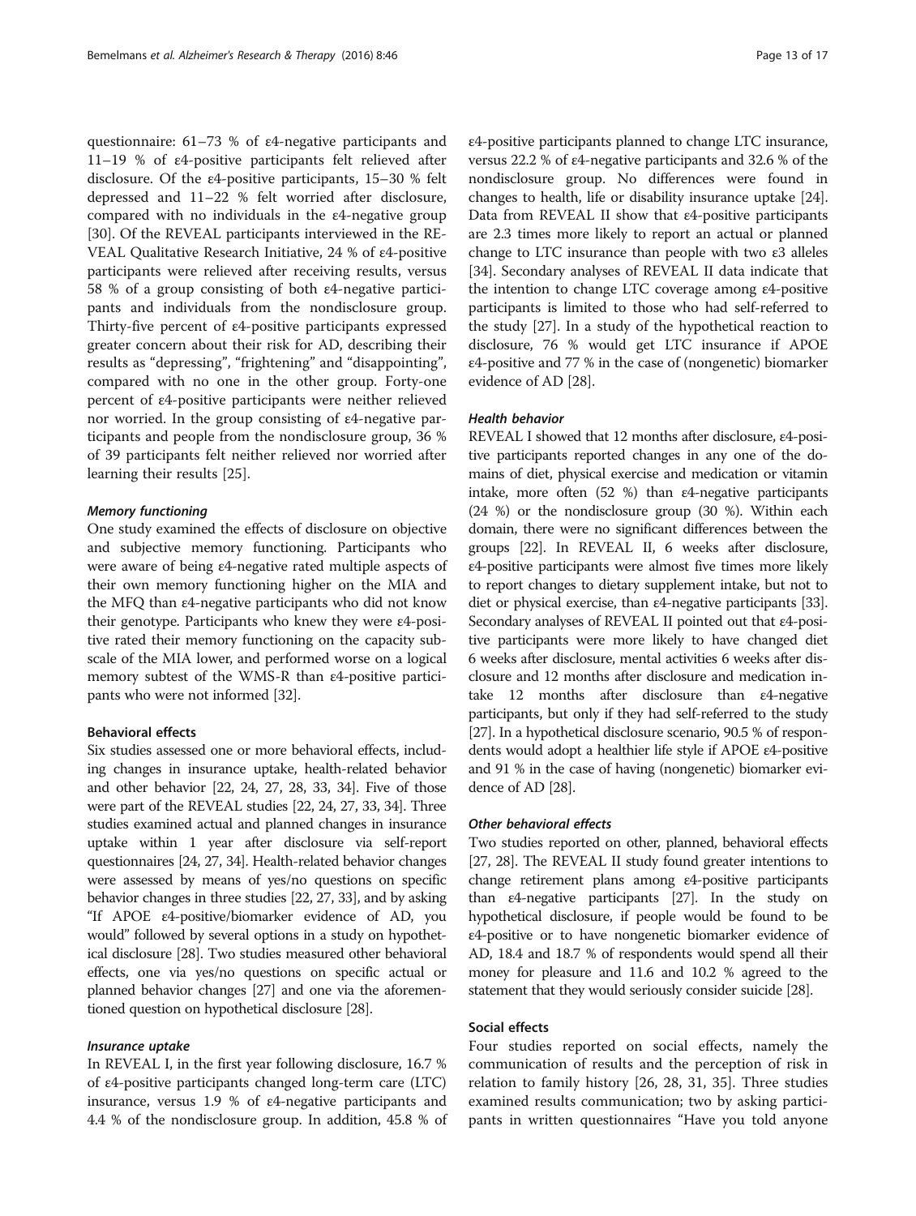questionnaire: 61–73 % of ε4-negative participants and 11–19 % of ε4-positive participants felt relieved after disclosure. Of the ε4-positive participants, 15–30 % felt depressed and 11–22 % felt worried after disclosure, compared with no individuals in the ε4-negative group [30]. Of the REVEAL participants interviewed in the REVEAL Qualitative Research Initiative, 24 % of ε4-positive participants were relieved after receiving results, versus 58 % of a group consisting of both ε4-negative participants and individuals from the nondisclosure group. Thirty-five percent of ε4-positive participants expressed greater concern about their risk for AD, describing their results as "depressing", "frightening" and "disappointing", compared with no one in the other group. Forty-one percent of ε4-positive participants were neither relieved nor worried. In the group consisting of ε4-negative participants and people from the nondisclosure group, 36 % of 39 participants felt neither relieved nor worried after learning their results [25].

#### *Memory functioning*

One study examined the effects of disclosure on objective and subjective memory functioning. Participants who were aware of being ε4-negative rated multiple aspects of their own memory functioning higher on the MIA and the MFQ than ε4-negative participants who did not know their genotype. Participants who knew they were ε4-positive rated their memory functioning on the capacity subscale of the MIA lower, and performed worse on a logical memory subtest of the WMS-R than ε4-positive participants who were not informed [32].

### Behavioral effects

Six studies assessed one or more behavioral effects, including changes in insurance uptake, health-related behavior and other behavior [22, 24, 27, 28, 33, 34]. Five of those were part of the REVEAL studies [22, 24, 27, 33, 34]. Three studies examined actual and planned changes in insurance uptake within 1 year after disclosure via self-report questionnaires [24, 27, 34]. Health-related behavior changes were assessed by means of yes/no questions on specific behavior changes in three studies [22, 27, 33], and by asking "If APOE ε4-positive/biomarker evidence of AD, you would" followed by several options in a study on hypothetical disclosure [28]. Two studies measured other behavioral effects, one via yes/no questions on specific actual or planned behavior changes [27] and one via the aforementioned question on hypothetical disclosure [28].

#### *Insurance uptake*

In REVEAL I, in the first year following disclosure, 16.7 % of ε4-positive participants changed long-term care (LTC) insurance, versus 1.9 % of ε4-negative participants and 4.4 % of the nondisclosure group. In addition, 45.8 % of ε4-positive participants planned to change LTC insurance, versus 22.2 % of ε4-negative participants and 32.6 % of the nondisclosure group. No differences were found in changes to health, life or disability insurance uptake [24]. Data from REVEAL II show that ε4-positive participants are 2.3 times more likely to report an actual or planned change to LTC insurance than people with two ε3 alleles [34]. Secondary analyses of REVEAL II data indicate that the intention to change LTC coverage among ε4-positive participants is limited to those who had self-referred to the study [27]. In a study of the hypothetical reaction to disclosure, 76 % would get LTC insurance if APOE ε4-positive and 77 % in the case of (nongenetic) biomarker evidence of AD [28].

#### *Health behavior*

REVEAL I showed that 12 months after disclosure, ε4-positive participants reported changes in any one of the domains of diet, physical exercise and medication or vitamin intake, more often (52 %) than ε4-negative participants (24 %) or the nondisclosure group (30 %). Within each domain, there were no significant differences between the groups [22]. In REVEAL II, 6 weeks after disclosure, ε4-positive participants were almost five times more likely to report changes to dietary supplement intake, but not to diet or physical exercise, than ε4-negative participants [33]. Secondary analyses of REVEAL II pointed out that ε4-positive participants were more likely to have changed diet 6 weeks after disclosure, mental activities 6 weeks after disclosure and 12 months after disclosure and medication intake 12 months after disclosure than ε4-negative participants, but only if they had self-referred to the study [27]. In a hypothetical disclosure scenario, 90.5 % of respondents would adopt a healthier life style if APOE ε4-positive and 91 % in the case of having (nongenetic) biomarker evidence of AD [28].

#### *Other behavioral effects*

Two studies reported on other, planned, behavioral effects [27, 28]. The REVEAL II study found greater intentions to change retirement plans among ε4-positive participants than ε4-negative participants [27]. In the study on hypothetical disclosure, if people would be found to be ε4-positive or to have nongenetic biomarker evidence of AD, 18.4 and 18.7 % of respondents would spend all their money for pleasure and 11.6 and 10.2 % agreed to the statement that they would seriously consider suicide [28].

### Social effects

Four studies reported on social effects, namely the communication of results and the perception of risk in relation to family history [26, 28, 31, 35]. Three studies examined results communication; two by asking participants in written questionnaires "Have you told anyone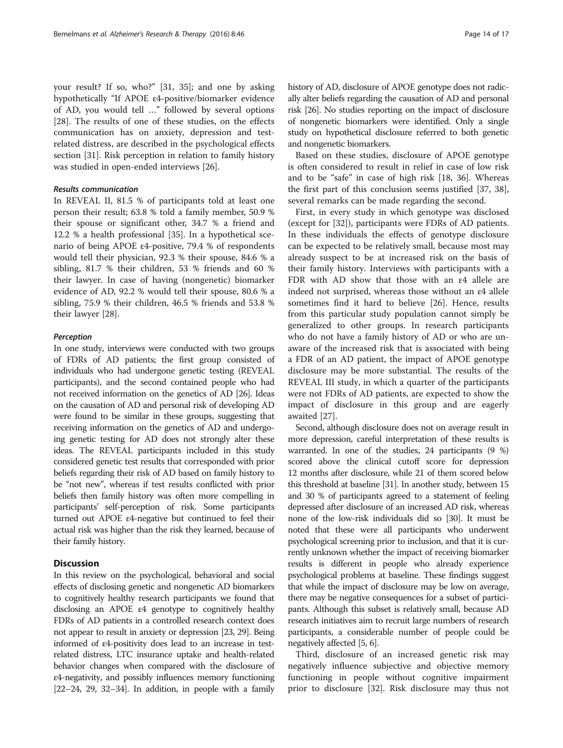your result? If so, who?" [31, 35]; and one by asking hypothetically "If APOE ε4-positive/biomarker evidence of AD, you would tell …" followed by several options [28]. The results of one of these studies, on the effects communication has on anxiety, depression and test-related distress, are described in the psychological effects section [31]. Risk perception in relation to family history was studied in open-ended interviews [26].

#### *Results communication*

In REVEAL II, 81.5 % of participants told at least one person their result; 63.8 % told a family member, 50.9 % their spouse or significant other, 34.7 % a friend and 12.2 % a health professional [35]. In a hypothetical scenario of being APOE ε4-positive, 79.4 % of respondents would tell their physician, 92.3 % their spouse, 84.6 % a sibling, 81.7 % their children, 53 % friends and 60 % their lawyer. In case of having (nongenetic) biomarker evidence of AD, 92.2 % would tell their spouse, 80.6 % a sibling, 75.9 % their children, 46.5 % friends and 53.8 % their lawyer [28].

#### *Perception*

In one study, interviews were conducted with two groups of FDRs of AD patients; the first group consisted of individuals who had undergone genetic testing (REVEAL participants), and the second contained people who had not received information on the genetics of AD [26]. Ideas on the causation of AD and personal risk of developing AD were found to be similar in these groups, suggesting that receiving information on the genetics of AD and undergoing genetic testing for AD does not strongly alter these ideas. The REVEAL participants included in this study considered genetic test results that corresponded with prior beliefs regarding their risk of AD based on family history to be "not new", whereas if test results conflicted with prior beliefs then family history was often more compelling in participants' self-perception of risk. Some participants turned out APOE ε4-negative but continued to feel their actual risk was higher than the risk they learned, because of their family history.

## Discussion

In this review on the psychological, behavioral and social effects of disclosing genetic and nongenetic AD biomarkers to cognitively healthy research participants we found that disclosing an APOE ε4 genotype to cognitively healthy FDRs of AD patients in a controlled research context does not appear to result in anxiety or depression [23, 29]. Being informed of ε4-positivity does lead to an increase in test-related distress, LTC insurance uptake and health-related behavior changes when compared with the disclosure of ε4-negativity, and possibly influences memory functioning [22–24, 29, 32–34]. In addition, in people with a family history of AD, disclosure of APOE genotype does not radically alter beliefs regarding the causation of AD and personal risk [26]. No studies reporting on the impact of disclosure of nongenetic biomarkers were identified. Only a single study on hypothetical disclosure referred to both genetic and nongenetic biomarkers.

Based on these studies, disclosure of APOE genotype is often considered to result in relief in case of low risk and to be "safe" in case of high risk [18, 36]. Whereas the first part of this conclusion seems justified [37, 38], several remarks can be made regarding the second.

First, in every study in which genotype was disclosed (except for [32]), participants were FDRs of AD patients. In these individuals the effects of genotype disclosure can be expected to be relatively small, because most may already suspect to be at increased risk on the basis of their family history. Interviews with participants with a FDR with AD show that those with an ε4 allele are indeed not surprised, whereas those without an ε4 allele sometimes find it hard to believe [26]. Hence, results from this particular study population cannot simply be generalized to other groups. In research participants who do not have a family history of AD or who are unaware of the increased risk that is associated with being a FDR of an AD patient, the impact of APOE genotype disclosure may be more substantial. The results of the REVEAL III study, in which a quarter of the participants were not FDRs of AD patients, are expected to show the impact of disclosure in this group and are eagerly awaited [27].

Second, although disclosure does not on average result in more depression, careful interpretation of these results is warranted. In one of the studies, 24 participants (9 %) scored above the clinical cutoff score for depression 12 months after disclosure, while 21 of them scored below this threshold at baseline [31]. In another study, between 15 and 30 % of participants agreed to a statement of feeling depressed after disclosure of an increased AD risk, whereas none of the low-risk individuals did so [30]. It must be noted that these were all participants who underwent psychological screening prior to inclusion, and that it is currently unknown whether the impact of receiving biomarker results is different in people who already experience psychological problems at baseline. These findings suggest that while the impact of disclosure may be low on average, there may be negative consequences for a subset of participants. Although this subset is relatively small, because AD research initiatives aim to recruit large numbers of research participants, a considerable number of people could be negatively affected [5, 6].

Third, disclosure of an increased genetic risk may negatively influence subjective and objective memory functioning in people without cognitive impairment prior to disclosure [32]. Risk disclosure may thus not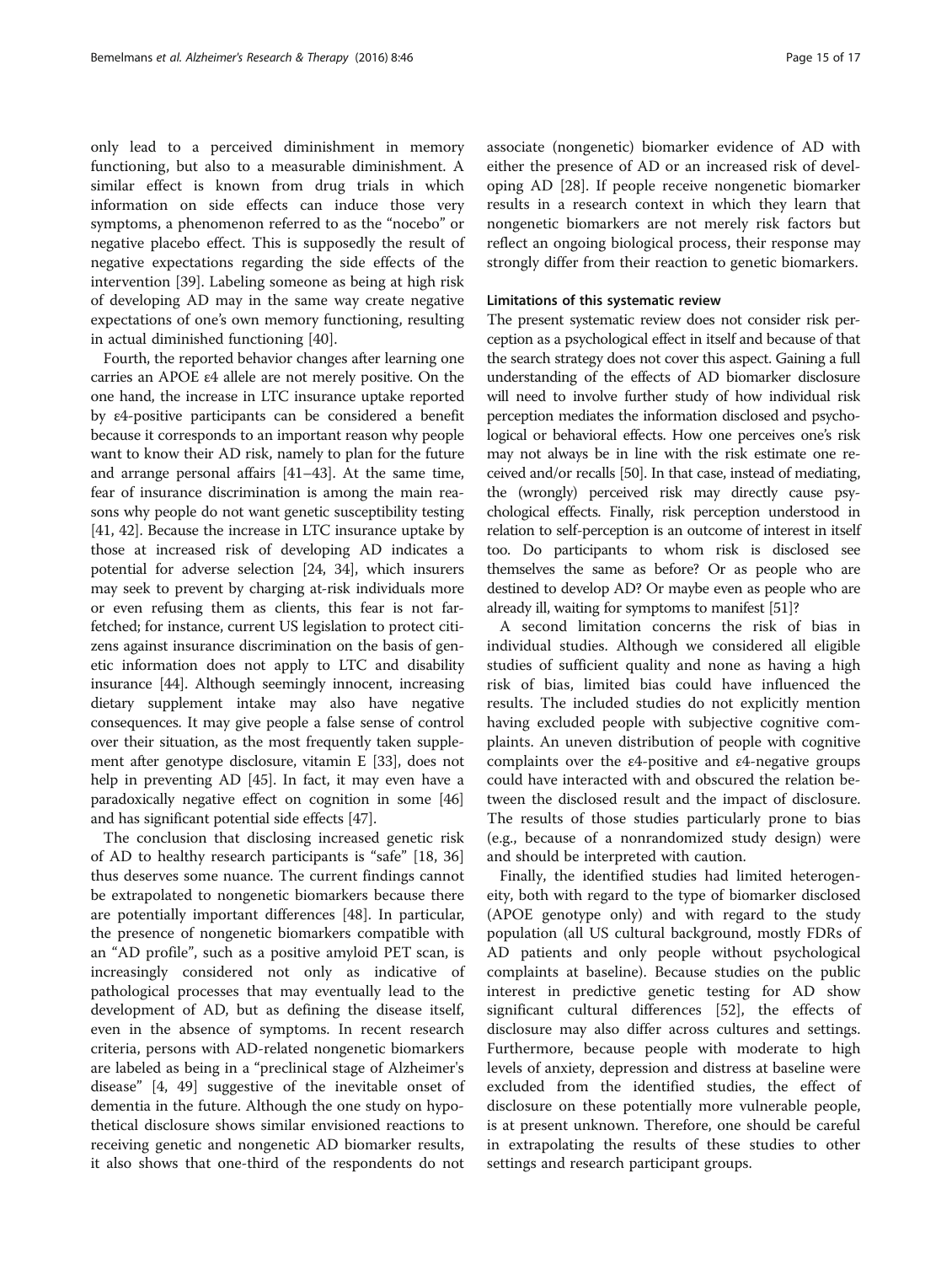only lead to a perceived diminishment in memory functioning, but also to a measurable diminishment. A similar effect is known from drug trials in which information on side effects can induce those very symptoms, a phenomenon referred to as the "nocebo" or negative placebo effect. This is supposedly the result of negative expectations regarding the side effects of the intervention [39]. Labeling someone as being at high risk of developing AD may in the same way create negative expectations of one's own memory functioning, resulting in actual diminished functioning [40].

Fourth, the reported behavior changes after learning one carries an APOE ε4 allele are not merely positive. On the one hand, the increase in LTC insurance uptake reported by ε4-positive participants can be considered a benefit because it corresponds to an important reason why people want to know their AD risk, namely to plan for the future and arrange personal affairs [41–43]. At the same time, fear of insurance discrimination is among the main reasons why people do not want genetic susceptibility testing [41, 42]. Because the increase in LTC insurance uptake by those at increased risk of developing AD indicates a potential for adverse selection [24, 34], which insurers may seek to prevent by charging at-risk individuals more or even refusing them as clients, this fear is not far-fetched; for instance, current US legislation to protect citizens against insurance discrimination on the basis of genetic information does not apply to LTC and disability insurance [44]. Although seemingly innocent, increasing dietary supplement intake may also have negative consequences. It may give people a false sense of control over their situation, as the most frequently taken supplement after genotype disclosure, vitamin E [33], does not help in preventing AD [45]. In fact, it may even have a paradoxically negative effect on cognition in some [46] and has significant potential side effects [47].

The conclusion that disclosing increased genetic risk of AD to healthy research participants is "safe" [18, 36] thus deserves some nuance. The current findings cannot be extrapolated to nongenetic biomarkers because there are potentially important differences [48]. In particular, the presence of nongenetic biomarkers compatible with an "AD profile", such as a positive amyloid PET scan, is increasingly considered not only as indicative of pathological processes that may eventually lead to the development of AD, but as defining the disease itself, even in the absence of symptoms. In recent research criteria, persons with AD-related nongenetic biomarkers are labeled as being in a "preclinical stage of Alzheimer's disease" [4, 49] suggestive of the inevitable onset of dementia in the future. Although the one study on hypothetical disclosure shows similar envisioned reactions to receiving genetic and nongenetic AD biomarker results, it also shows that one-third of the respondents do not associate (nongenetic) biomarker evidence of AD with either the presence of AD or an increased risk of developing AD [28]. If people receive nongenetic biomarker results in a research context in which they learn that nongenetic biomarkers are not merely risk factors but reflect an ongoing biological process, their response may strongly differ from their reaction to genetic biomarkers.

### Limitations of this systematic review

The present systematic review does not consider risk perception as a psychological effect in itself and because of that the search strategy does not cover this aspect. Gaining a full understanding of the effects of AD biomarker disclosure will need to involve further study of how individual risk perception mediates the information disclosed and psychological or behavioral effects. How one perceives one's risk may not always be in line with the risk estimate one received and/or recalls [50]. In that case, instead of mediating, the (wrongly) perceived risk may directly cause psychological effects. Finally, risk perception understood in relation to self-perception is an outcome of interest in itself too. Do participants to whom risk is disclosed see themselves the same as before? Or as people who are destined to develop AD? Or maybe even as people who are already ill, waiting for symptoms to manifest [51]?

A second limitation concerns the risk of bias in individual studies. Although we considered all eligible studies of sufficient quality and none as having a high risk of bias, limited bias could have influenced the results. The included studies do not explicitly mention having excluded people with subjective cognitive complaints. An uneven distribution of people with cognitive complaints over the ε4-positive and ε4-negative groups could have interacted with and obscured the relation between the disclosed result and the impact of disclosure. The results of those studies particularly prone to bias (e.g., because of a nonrandomized study design) were and should be interpreted with caution.

Finally, the identified studies had limited heterogeneity, both with regard to the type of biomarker disclosed (APOE genotype only) and with regard to the study population (all US cultural background, mostly FDRs of AD patients and only people without psychological complaints at baseline). Because studies on the public interest in predictive genetic testing for AD show significant cultural differences [52], the effects of disclosure may also differ across cultures and settings. Furthermore, because people with moderate to high levels of anxiety, depression and distress at baseline were excluded from the identified studies, the effect of disclosure on these potentially more vulnerable people, is at present unknown. Therefore, one should be careful in extrapolating the results of these studies to other settings and research participant groups.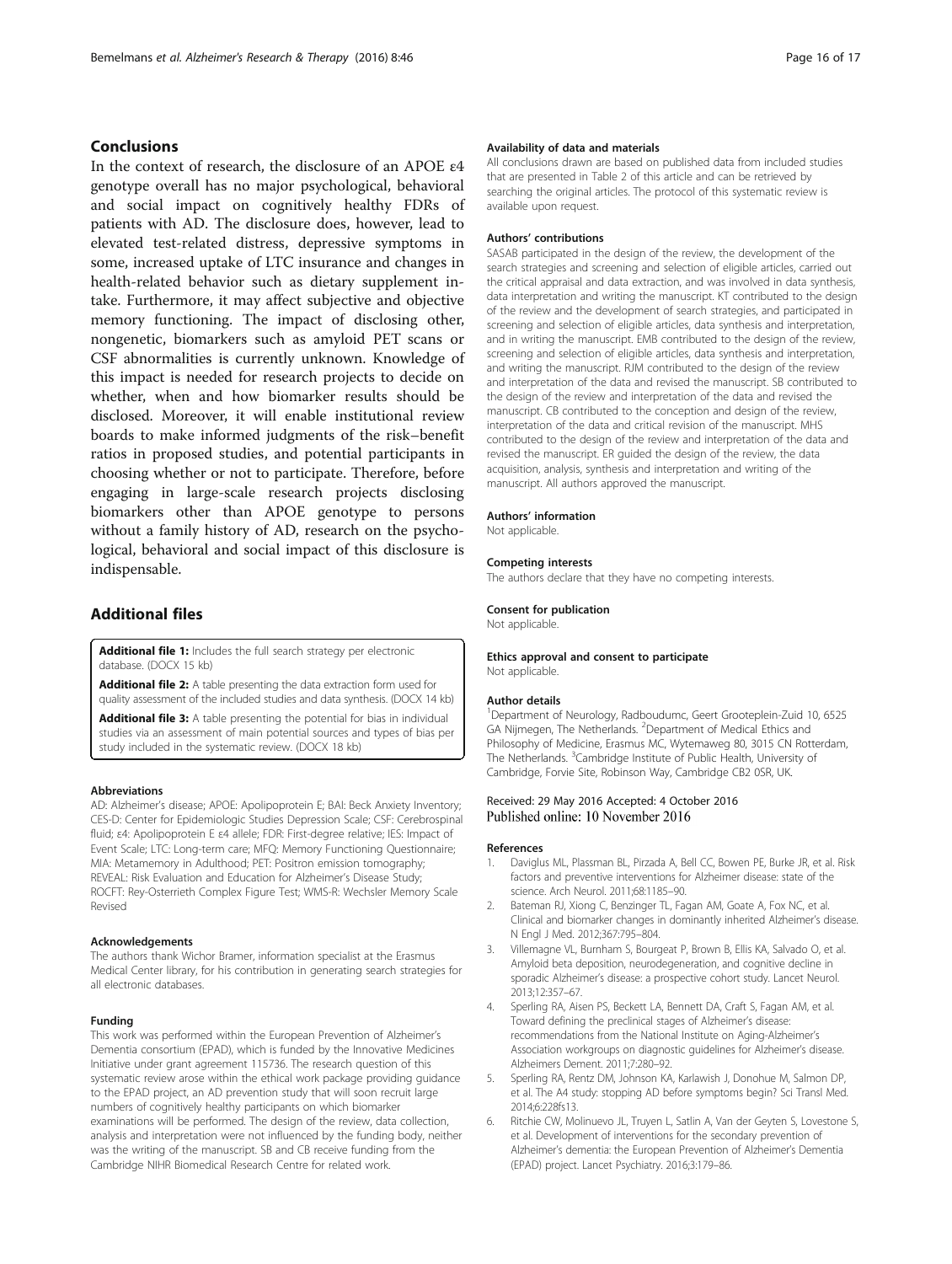## Conclusions

In the context of research, the disclosure of an APOE ε4 genotype overall has no major psychological, behavioral and social impact on cognitively healthy FDRs of patients with AD. The disclosure does, however, lead to elevated test-related distress, depressive symptoms in some, increased uptake of LTC insurance and changes in health-related behavior such as dietary supplement intake. Furthermore, it may affect subjective and objective memory functioning. The impact of disclosing other, nongenetic, biomarkers such as amyloid PET scans or CSF abnormalities is currently unknown. Knowledge of this impact is needed for research projects to decide on whether, when and how biomarker results should be disclosed. Moreover, it will enable institutional review boards to make informed judgments of the risk–benefit ratios in proposed studies, and potential participants in choosing whether or not to participate. Therefore, before engaging in large-scale research projects disclosing biomarkers other than APOE genotype to persons without a family history of AD, research on the psychological, behavioral and social impact of this disclosure is indispensable.

## Additional files

**Additional file 1:** Includes the full search strategy per electronic database. (DOCX 15 kb)

**Additional file 2:** A table presenting the data extraction form used for quality assessment of the included studies and data synthesis. (DOCX 14 kb)

**Additional file 3:** A table presenting the potential for bias in individual studies via an assessment of main potential sources and types of bias per study included in the systematic review. (DOCX 18 kb)

#### Abbreviations

AD: Alzheimer's disease; APOE: Apolipoprotein E; BAI: Beck Anxiety Inventory; CES-D: Center for Epidemiologic Studies Depression Scale; CSF: Cerebrospinal fluid; ε4: Apolipoprotein E ε4 allele; FDR: First-degree relative; IES: Impact of Event Scale; LTC: Long-term care; MFQ: Memory Functioning Questionnaire; MIA: Metamemory in Adulthood; PET: Positron emission tomography; REVEAL: Risk Evaluation and Education for Alzheimer's Disease Study; ROCFT: Rey-Osterrieth Complex Figure Test; WMS-R: Wechsler Memory Scale Revised

#### Acknowledgements

The authors thank Wichor Bramer, information specialist at the Erasmus Medical Center library, for his contribution in generating search strategies for all electronic databases.

#### Funding

This work was performed within the European Prevention of Alzheimer's Dementia consortium (EPAD), which is funded by the Innovative Medicines Initiative under grant agreement 115736. The research question of this systematic review arose within the ethical work package providing guidance to the EPAD project, an AD prevention study that will soon recruit large numbers of cognitively healthy participants on which biomarker examinations will be performed. The design of the review, data collection, analysis and interpretation were not influenced by the funding body, neither was the writing of the manuscript. SB and CB receive funding from the Cambridge NIHR Biomedical Research Centre for related work.

#### Availability of data and materials

All conclusions drawn are based on published data from included studies that are presented in Table 2 of this article and can be retrieved by searching the original articles. The protocol of this systematic review is available upon request.

#### Authors' contributions

SASAB participated in the design of the review, the development of the search strategies and screening and selection of eligible articles, carried out the critical appraisal and data extraction, and was involved in data synthesis, data interpretation and writing the manuscript. KT contributed to the design of the review and the development of search strategies, and participated in screening and selection of eligible articles, data synthesis and interpretation, and in writing the manuscript. EMB contributed to the design of the review, screening and selection of eligible articles, data synthesis and interpretation, and writing the manuscript. RJM contributed to the design of the review and interpretation of the data and revised the manuscript. SB contributed to the design of the review and interpretation of the data and revised the manuscript. CB contributed to the conception and design of the review, interpretation of the data and critical revision of the manuscript. MHS contributed to the design of the review and interpretation of the data and revised the manuscript. ER guided the design of the review, the data acquisition, analysis, synthesis and interpretation and writing of the manuscript. All authors approved the manuscript.

#### Authors' information

Not applicable.

#### Competing interests

The authors declare that they have no competing interests.

#### Consent for publication

Not applicable.

#### Ethics approval and consent to participate

Not applicable.

#### Author details

[1]Department of Neurology, Radboudumc, Geert Grooteplein-Zuid 10, 6525 GA Nijmegen, The Netherlands. [2]Department of Medical Ethics and Philosophy of Medicine, Erasmus MC, Wytemaweg 80, 3015 CN Rotterdam, The Netherlands. [3]Cambridge Institute of Public Health, University of Cambridge, Forvie Site, Robinson Way, Cambridge CB2 0SR, UK.

Received: 29 May 2016 Accepted: 4 October 2016
Published online: 10 November 2016

#### References

1. Daviglus ML, Plassman BL, Pirzada A, Bell CC, Bowen PE, Burke JR, et al. Risk factors and preventive interventions for Alzheimer disease: state of the science. Arch Neurol. 2011;68:1185–90.
2. Bateman RJ, Xiong C, Benzinger TL, Fagan AM, Goate A, Fox NC, et al. Clinical and biomarker changes in dominantly inherited Alzheimer's disease. N Engl J Med. 2012;367:795–804.
3. Villemagne VL, Burnham S, Bourgeat P, Brown B, Ellis KA, Salvado O, et al. Amyloid beta deposition, neurodegeneration, and cognitive decline in sporadic Alzheimer's disease: a prospective cohort study. Lancet Neurol. 2013;12:357–67.
4. Sperling RA, Aisen PS, Beckett LA, Bennett DA, Craft S, Fagan AM, et al. Toward defining the preclinical stages of Alzheimer's disease: recommendations from the National Institute on Aging-Alzheimer's Association workgroups on diagnostic guidelines for Alzheimer's disease. Alzheimers Dement. 2011;7:280–92.
5. Sperling RA, Rentz DM, Johnson KA, Karlawish J, Donohue M, Salmon DP, et al. The A4 study: stopping AD before symptoms begin? Sci Transl Med. 2014;6:228fs13.
6. Ritchie CW, Molinuevo JL, Truyen L, Satlin A, Van der Geyten S, Lovestone S, et al. Development of interventions for the secondary prevention of Alzheimer's dementia: the European Prevention of Alzheimer's Dementia (EPAD) project. Lancet Psychiatry. 2016;3:179–86.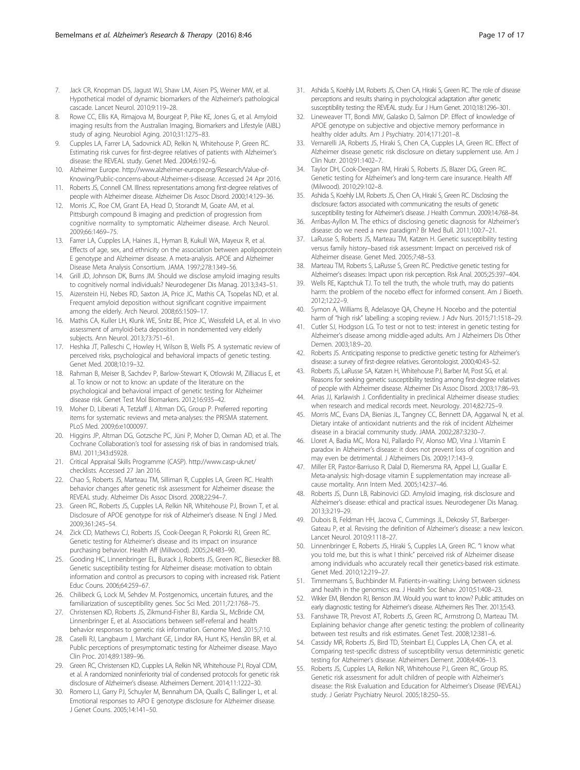7. Jack CR, Knopman DS, Jagust WJ, Shaw LM, Aisen PS, Weiner MW, et al. Hypothetical model of dynamic biomarkers of the Alzheimer's pathological cascade. Lancet Neurol. 2010;9:119–28.
8. Rowe CC, Ellis KA, Rimajova M, Bourgeat P, Pike KE, Jones G, et al. Amyloid imaging results from the Australian Imaging, Biomarkers and Lifestyle (AIBL) study of aging. Neurobiol Aging. 2010;31:1275–83.
9. Cupples LA, Farrer LA, Sadovnick AD, Relkin N, Whitehouse P, Green RC. Estimating risk curves for first-degree relatives of patients with Alzheimer's disease: the REVEAL study. Genet Med. 2004;6:192–6.
10. Alzheimer Europe. http://www.alzheimer-europe.org/Research/Value-of-Knowing/Public-concerns-about-Alzheimer-s-disease. Accessed 24 Apr 2016.
11. Roberts JS, Connell CM. Illness representations among first-degree relatives of people with Alzheimer disease. Alzheimer Dis Assoc Disord. 2000;14:129–36.
12. Morris JC, Roe CM, Grant EA, Head D, Storandt M, Goate AM, et al. Pittsburgh compound B imaging and prediction of progression from cognitive normality to symptomatic Alzheimer disease. Arch Neurol. 2009;66:1469–75.
13. Farrer LA, Cupples LA, Haines JL, Hyman B, Kukull WA, Mayeux R, et al. Effects of age, sex, and ethnicity on the association between apolipoprotein E genotype and Alzheimer disease. A meta-analysis. APOE and Alzheimer Disease Meta Analysis Consortium. JAMA. 1997;278:1349–56.
14. Grill JD, Johnson DK, Burns JM. Should we disclose amyloid imaging results to cognitively normal individuals? Neurodegener Dis Manag. 2013;3:43–51.
15. Aizenstein HJ, Nebes RD, Saxton JA, Price JC, Mathis CA, Tsopelas ND, et al. Frequent amyloid deposition without significant cognitive impairment among the elderly. Arch Neurol. 2008;65:1509–17.
16. Mathis CA, Kuller LH, Klunk WE, Snitz BE, Price JC, Weissfeld LA, et al. In vivo assessment of amyloid-beta deposition in nondemented very elderly subjects. Ann Neurol. 2013;73:751–61.
17. Heshka JT, Palleschi C, Howley H, Wilson B, Wells PS. A systematic review of perceived risks, psychological and behavioral impacts of genetic testing. Genet Med. 2008;10:19–32.
18. Rahman B, Meiser B, Sachdev P, Barlow-Stewart K, Otlowski M, Zilliacus E, et al. To know or not to know: an update of the literature on the psychological and behavioral impact of genetic testing for Alzheimer disease risk. Genet Test Mol Biomarkers. 2012;16:935–42.
19. Moher D, Liberati A, Tetzlaff J, Altman DG, Group P. Preferred reporting items for systematic reviews and meta-analyses: the PRISMA statement. PLoS Med. 2009;6:e1000097.
20. Higgins JP, Altman DG, Gotzsche PC, Jüni P, Moher D, Oxman AD, et al. The Cochrane Collaboration's tool for assessing risk of bias in randomised trials. BMJ. 2011;343:d5928.
21. Critical Appraisal Skills Programme (CASP). http://www.casp-uk.net/checklists. Accessed 27 Jan 2016.
22. Chao S, Roberts JS, Marteau TM, Silliman R, Cupples LA, Green RC. Health behavior changes after genetic risk assessment for Alzheimer disease: the REVEAL study. Alzheimer Dis Assoc Disord. 2008;22:94–7.
23. Green RC, Roberts JS, Cupples LA, Relkin NR, Whitehouse PJ, Brown T, et al. Disclosure of APOE genotype for risk of Alzheimer's disease. N Engl J Med. 2009;361:245–54.
24. Zick CD, Mathews CJ, Roberts JS, Cook-Deegan R, Pokorski RJ, Green RC. Genetic testing for Alzheimer's disease and its impact on insurance purchasing behavior. Health Aff (Millwood). 2005;24:483–90.
25. Gooding HC, Linnenbringer EL, Burack J, Roberts JS, Green RC, Biesecker BB. Genetic susceptibility testing for Alzheimer disease: motivation to obtain information and control as precursors to coping with increased risk. Patient Educ Couns. 2006;64:259–67.
26. Chilibeck G, Lock M, Sehdev M. Postgenomics, uncertain futures, and the familiarization of susceptibility genes. Soc Sci Med. 2011;72:1768–75.
27. Christensen KD, Roberts JS, Zikmund-Fisher BJ, Kardia SL, McBride CM, Linnenbringer E, et al. Associations between self-referral and health behavior responses to genetic risk information. Genome Med. 2015;7:10.
28. Caselli RJ, Langbaum J, Marchant GE, Lindor RA, Hunt KS, Henslin BR, et al. Public perceptions of presymptomatic testing for Alzheimer disease. Mayo Clin Proc. 2014;89:1389–96.
29. Green RC, Christensen KD, Cupples LA, Relkin NR, Whitehouse PJ, Royal CDM, et al. A randomized noninferiority trial of condensed protocols for genetic risk disclosure of Alzheimer's disease. Alzheimers Dement. 2014;11:1222–30.
30. Romero LJ, Garry PJ, Schuyler M, Bennahum DA, Qualls C, Ballinger L, et al. Emotional responses to APO E genotype disclosure for Alzheimer disease. J Genet Couns. 2005;14:141–50.
31. Ashida S, Koehly LM, Roberts JS, Chen CA, Hiraki S, Green RC. The role of disease perceptions and results sharing in psychological adaptation after genetic susceptibility testing: the REVEAL study. Eur J Hum Genet. 2010;18:1296–301.
32. Lineweaver TT, Bondi MW, Galasko D, Salmon DP. Effect of knowledge of APOE genotype on subjective and objective memory performance in healthy older adults. Am J Psychiatry. 2014;171:201–8.
33. Vernarelli JA, Roberts JS, Hiraki S, Chen CA, Cupples LA, Green RC. Effect of Alzheimer disease genetic risk disclosure on dietary supplement use. Am J Clin Nutr. 2010;91:1402–7.
34. Taylor DH, Cook-Deegan RM, Hiraki S, Roberts JS, Blazer DG, Green RC. Genetic testing for Alzheimer's and long-term care insurance. Health Aff (Milwood). 2010;29:102–8.
35. Ashida S, Koehly LM, Roberts JS, Chen CA, Hiraki S, Green RC. Disclosing the disclosure: factors associated with communicating the results of genetic susceptibility testing for Alzheimer's disease. J Health Commun. 2009;14:768–84.
36. Arribas-Ayllon M. The ethics of disclosing genetic diagnosis for Alzheimer's disease: do we need a new paradigm? Br Med Bull. 2011;100:7–21.
37. LaRusse S, Roberts JS, Marteau TM, Katzen H. Genetic susceptibility testing versus family history–based risk assessment: Impact on perceived risk of Alzheimer disease. Genet Med. 2005;7:48–53.
38. Marteau TM, Roberts S, LaRusse S, Green RC. Predictive genetic testing for Alzheimer's diseases: Impact upon risk perception. Risk Anal. 2005;25:397–404.
39. Wells RE, Kaptchuk TJ. To tell the truth, the whole truth, may do patients harm: the problem of the nocebo effect for informed consent. Am J Bioeth. 2012;12:22–9.
40. Symon A, Williams B, Adelasoye QA, Cheyne H. Nocebo and the potential harm of "high risk" labelling: a scoping review. J Adv Nurs. 2015;71:1518–29.
41. Cutler SJ, Hodgson LG. To test or not to test: interest in genetic testing for Alzheimer's disease among middle-aged adults. Am J Alzheimers Dis Other Demen. 2003;18:9–20.
42. Roberts JS. Anticipating response to predictive genetic testing for Alzheimer's disease: a survey of first-degree relatives. Gerontologist. 2000;40:43–52.
43. Roberts JS, LaRusse SA, Katzen H, Whitehouse PJ, Barber M, Post SG, et al. Reasons for seeking genetic susceptibility testing among first-degree relatives of people with Alzheimer disease. Alzheimer Dis Assoc Disord. 2003;17:86–93.
44. Arias JJ, Karlawish J. Confidentiality in preclinical Alzheimer disease studies: when research and medical records meet. Neurology. 2014;82:725–9.
45. Morris MC, Evans DA, Bienias JL, Tangney CC, Bennett DA, Aggarwal N, et al. Dietary intake of antioxidant nutrients and the risk of incident Alzheimer disease in a biracial community study. JAMA. 2002;287:3230–7.
46. Lloret A, Badia MC, Mora NJ, Pallardo FV, Alonso MD, Vina J. Vitamin E paradox in Alzheimer's disease: it does not prevent loss of cognition and may even be detrimental. J Alzheimers Dis. 2009;17:143–9.
47. Miller ER, Pastor-Barriuso R, Dalal D, Riemersma RA, Appel LJ, Guallar E. Meta-analysis: high-dosage vitamin E supplementation may increase all-cause mortality. Ann Intern Med. 2005;142:37–46.
48. Roberts JS, Dunn LB, Rabinovici GD. Amyloid imaging, risk disclosure and Alzheimer's disease: ethical and practical issues. Neurodegener Dis Manag. 2013;3:219–29.
49. Dubois B, Feldman HH, Jacova C, Cummings JL, Dekosky ST, Barberger-Gateau P, et al. Revising the definition of Alzheimer's disease: a new lexicon. Lancet Neurol. 2010;9:1118–27.
50. Linnenbringer E, Roberts JS, Hiraki S, Cupples LA, Green RC. "I know what you told me, but this is what I think:" perceived risk of Alzheimer disease among individuals who accurately recall their genetics-based risk estimate. Genet Med. 2010;12:219–27.
51. Timmermans S, Buchbinder M. Patients-in-waiting: Living between sickness and health in the genomics era. J Health Soc Behav. 2010;51:408–23.
52. Wikler EM, Blendon RJ, Benson JM. Would you want to know? Public attitudes on early diagnostic testing for Alzheimer's disease. Alzheimers Res Ther. 2013;5:43.
53. Fanshawe TR, Prevost AT, Roberts JS, Green RC, Armstrong D, Marteau TM. Explaining behavior change after genetic testing: the problem of collinearity between test results and risk estimates. Genet Test. 2008;12:381–6.
54. Cassidy MR, Roberts JS, Bird TD, Steinbart EJ, Cupples LA, Chen CA, et al. Comparing test-specific distress of susceptibility versus deterministic genetic testing for Alzheimer's disease. Alzheimers Dement. 2008;4:406–13.
55. Roberts JS, Cupples LA, Relkin NR, Whitehouse PJ, Green RC, Group RS. Genetic risk assessment for adult children of people with Alzheimer's disease: the Risk Evaluation and Education for Alzheimer's Disease (REVEAL) study. J Geriatr Psychiatry Neurol. 2005;18:250–55.